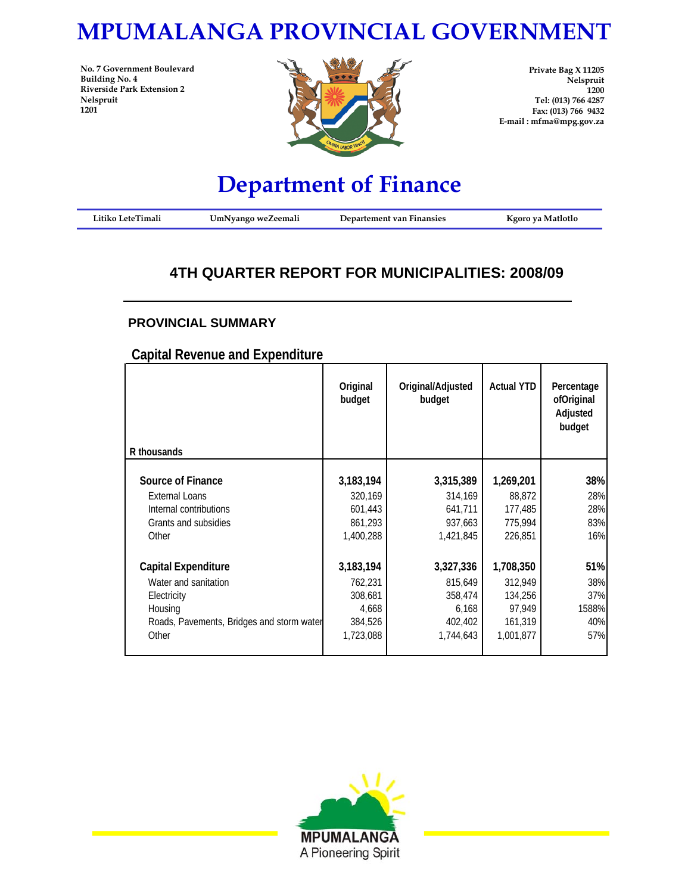# MPUMALANGA PROVINCIAL GOVERNMENT

No. 7 Government Boulevard
Building No. 4
Riverside Park Extension 2
Nelspruit
1201

Private Bag X 11205
Nelspruit
1200
Tel: (013) 766 4287
Fax: (013) 766 9432
E-mail : mfma@mpg.gov.za

# Department of Finance

Litiko LeteTimali | UmNyango weZeemali | Departement van Finansies | Kgoro ya Matlotlo

## 4TH QUARTER REPORT FOR MUNICIPALITIES: 2008/09

### PROVINCIAL SUMMARY

#### Capital Revenue and Expenditure

| R thousands | Original budget | Original/Adjusted budget | Actual YTD | Percentage ofOriginal Adjusted budget |
|---|---|---|---|---|
| **Source of Finance** | **3,183,194** | **3,315,389** | **1,269,201** | **38%** |
| External Loans | 320,169 | 314,169 | 88,872 | 28% |
| Internal contributions | 601,443 | 641,711 | 177,485 | 28% |
| Grants and subsidies | 861,293 | 937,663 | 775,994 | 83% |
| Other | 1,400,288 | 1,421,845 | 226,851 | 16% |
| **Capital Expenditure** | **3,183,194** | **3,327,336** | **1,708,350** | **51%** |
| Water and sanitation | 762,231 | 815,649 | 312,949 | 38% |
| Electricity | 308,681 | 358,474 | 134,256 | 37% |
| Housing | 4,668 | 6,168 | 97,949 | 1588% |
| Roads, Pavements, Bridges and storm water | 384,526 | 402,402 | 161,319 | 40% |
| Other | 1,723,088 | 1,744,643 | 1,001,877 | 57% |

MPUMALANGA
A Pioneering Spirit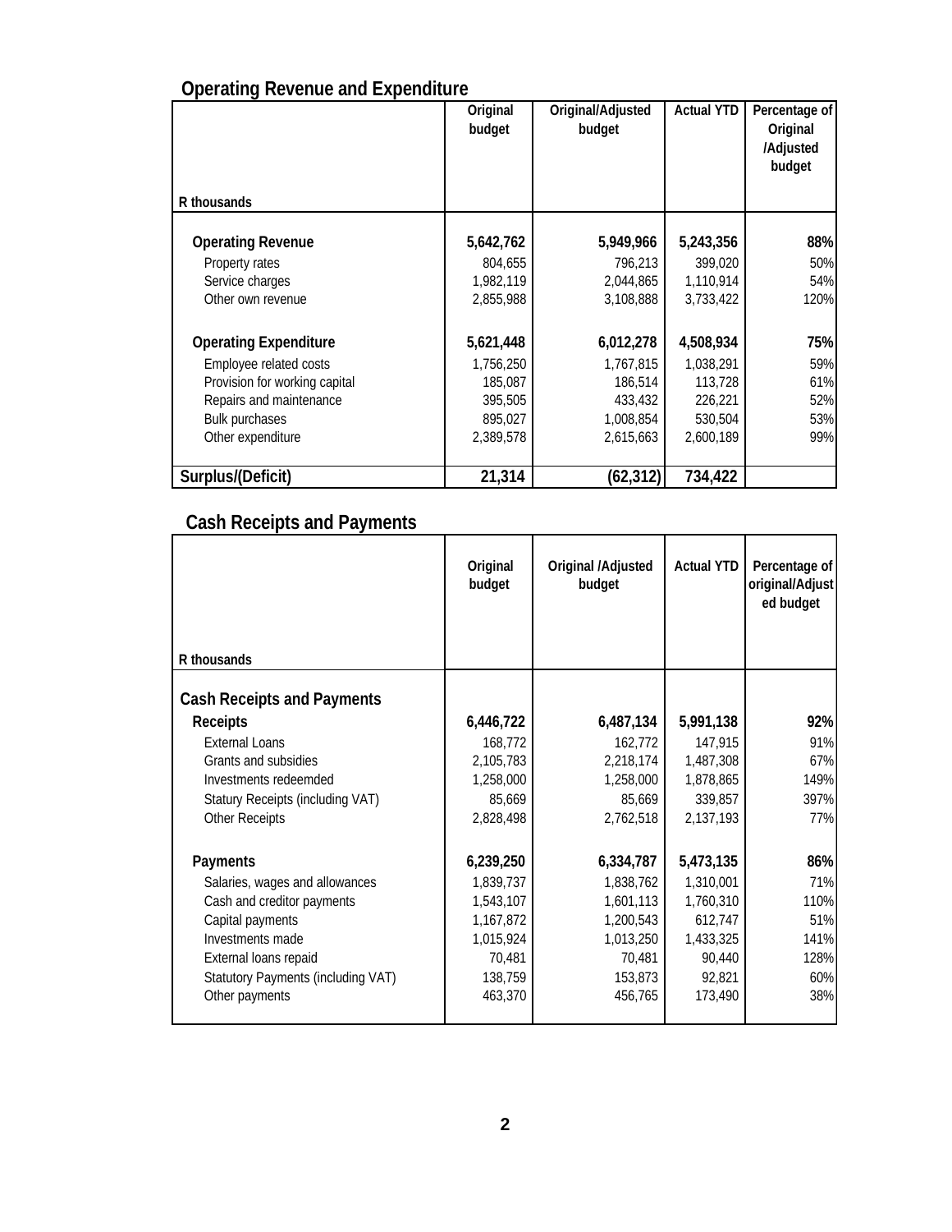## Operating Revenue and Expenditure

| R thousands | Original budget | Original/Adjusted budget | Actual YTD | Percentage of Original /Adjusted budget |
|---|---|---|---|---|
| **Operating Revenue** | **5,642,762** | **5,949,966** | **5,243,356** | **88%** |
| Property rates | 804,655 | 796,213 | 399,020 | 50% |
| Service charges | 1,982,119 | 2,044,865 | 1,110,914 | 54% |
| Other own revenue | 2,855,988 | 3,108,888 | 3,733,422 | 120% |
| **Operating Expenditure** | **5,621,448** | **6,012,278** | **4,508,934** | **75%** |
| Employee related costs | 1,756,250 | 1,767,815 | 1,038,291 | 59% |
| Provision for working capital | 185,087 | 186,514 | 113,728 | 61% |
| Repairs and maintenance | 395,505 | 433,432 | 226,221 | 52% |
| Bulk purchases | 895,027 | 1,008,854 | 530,504 | 53% |
| Other expenditure | 2,389,578 | 2,615,663 | 2,600,189 | 99% |
| **Surplus/(Deficit)** | **21,314** | **(62,312)** | **734,422** | |

## Cash Receipts and Payments

| R thousands | Original budget | Original /Adjusted budget | Actual YTD | Percentage of original/Adjusted budget |
|---|---|---|---|---|
| **Cash Receipts and Payments** | | | | |
| **Receipts** | **6,446,722** | **6,487,134** | **5,991,138** | **92%** |
| External Loans | 168,772 | 162,772 | 147,915 | 91% |
| Grants and subsidies | 2,105,783 | 2,218,174 | 1,487,308 | 67% |
| Investments redeemded | 1,258,000 | 1,258,000 | 1,878,865 | 149% |
| Statury Receipts (including VAT) | 85,669 | 85,669 | 339,857 | 397% |
| Other Receipts | 2,828,498 | 2,762,518 | 2,137,193 | 77% |
| **Payments** | **6,239,250** | **6,334,787** | **5,473,135** | **86%** |
| Salaries, wages and allowances | 1,839,737 | 1,838,762 | 1,310,001 | 71% |
| Cash and creditor payments | 1,543,107 | 1,601,113 | 1,760,310 | 110% |
| Capital payments | 1,167,872 | 1,200,543 | 612,747 | 51% |
| Investments made | 1,015,924 | 1,013,250 | 1,433,325 | 141% |
| External loans repaid | 70,481 | 70,481 | 90,440 | 128% |
| Statutory Payments (including VAT) | 138,759 | 153,873 | 92,821 | 60% |
| Other payments | 463,370 | 456,765 | 173,490 | 38% |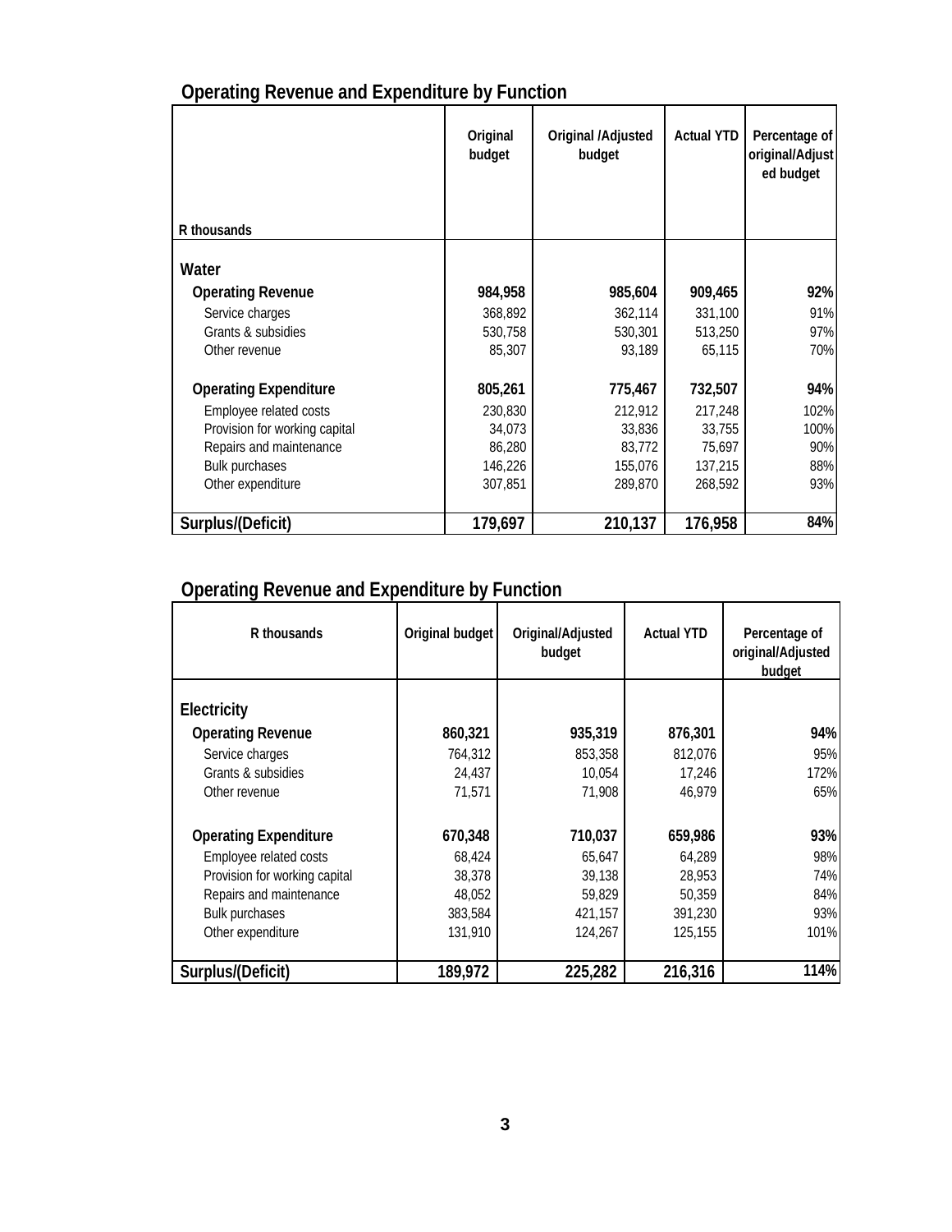## Operating Revenue and Expenditure by Function

| R thousands | Original budget | Original /Adjusted budget | Actual YTD | Percentage of original/Adjusted budget |
|---|---|---|---|---|
| **Water** | | | | |
| **Operating Revenue** | **984,958** | **985,604** | **909,465** | **92%** |
| Service charges | 368,892 | 362,114 | 331,100 | 91% |
| Grants & subsidies | 530,758 | 530,301 | 513,250 | 97% |
| Other revenue | 85,307 | 93,189 | 65,115 | 70% |
| **Operating Expenditure** | **805,261** | **775,467** | **732,507** | **94%** |
| Employee related costs | 230,830 | 212,912 | 217,248 | 102% |
| Provision for working capital | 34,073 | 33,836 | 33,755 | 100% |
| Repairs and maintenance | 86,280 | 83,772 | 75,697 | 90% |
| Bulk purchases | 146,226 | 155,076 | 137,215 | 88% |
| Other expenditure | 307,851 | 289,870 | 268,592 | 93% |
| **Surplus/(Deficit)** | **179,697** | **210,137** | **176,958** | **84%** |

## Operating Revenue and Expenditure by Function

| R thousands | Original budget | Original/Adjusted budget | Actual YTD | Percentage of original/Adjusted budget |
|---|---|---|---|---|
| **Electricity** | | | | |
| **Operating Revenue** | **860,321** | **935,319** | **876,301** | **94%** |
| Service charges | 764,312 | 853,358 | 812,076 | 95% |
| Grants & subsidies | 24,437 | 10,054 | 17,246 | 172% |
| Other revenue | 71,571 | 71,908 | 46,979 | 65% |
| **Operating Expenditure** | **670,348** | **710,037** | **659,986** | **93%** |
| Employee related costs | 68,424 | 65,647 | 64,289 | 98% |
| Provision for working capital | 38,378 | 39,138 | 28,953 | 74% |
| Repairs and maintenance | 48,052 | 59,829 | 50,359 | 84% |
| Bulk purchases | 383,584 | 421,157 | 391,230 | 93% |
| Other expenditure | 131,910 | 124,267 | 125,155 | 101% |
| **Surplus/(Deficit)** | **189,972** | **225,282** | **216,316** | **114%** |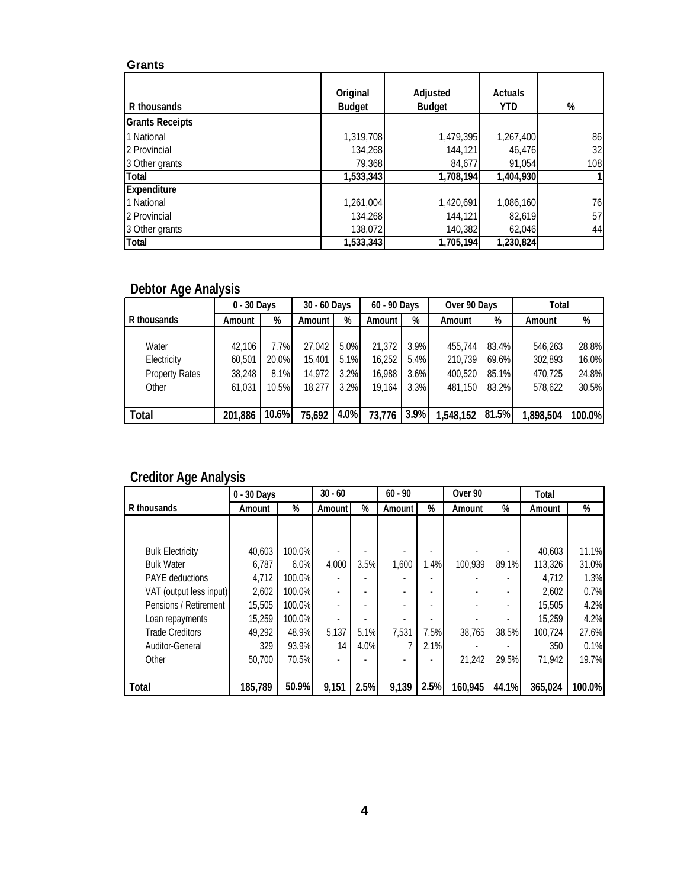**Grants**

| R thousands | Original Budget | Adjusted Budget | Actuals YTD | % |
|---|---|---|---|---|
| **Grants Receipts** | | | | |
| 1 National | 1,319,708 | 1,479,395 | 1,267,400 | 86 |
| 2 Provincial | 134,268 | 144,121 | 46,476 | 32 |
| 3 Other grants | 79,368 | 84,677 | 91,054 | 108 |
| **Total** | **1,533,343** | **1,708,194** | **1,404,930** | **1** |
| **Expenditure** | | | | |
| 1 National | 1,261,004 | 1,420,691 | 1,086,160 | 76 |
| 2 Provincial | 134,268 | 144,121 | 82,619 | 57 |
| 3 Other grants | 138,072 | 140,382 | 62,046 | 44 |
| **Total** | **1,533,343** | **1,705,194** | **1,230,824** | |

## Debtor Age Analysis

| | 0 - 30 Days | | 30 - 60 Days | | 60 - 90 Days | | Over 90 Days | | Total | |
|---|---|---|---|---|---|---|---|---|---|---|
| R thousands | Amount | % | Amount | % | Amount | % | Amount | % | Amount | % |
| Water | 42,106 | 7.7% | 27,042 | 5.0% | 21,372 | 3.9% | 455,744 | 83.4% | 546,263 | 28.8% |
| Electricity | 60,501 | 20.0% | 15,401 | 5.1% | 16,252 | 5.4% | 210,739 | 69.6% | 302,893 | 16.0% |
| Property Rates | 38,248 | 8.1% | 14,972 | 3.2% | 16,988 | 3.6% | 400,520 | 85.1% | 470,725 | 24.8% |
| Other | 61,031 | 10.5% | 18,277 | 3.2% | 19,164 | 3.3% | 481,150 | 83.2% | 578,622 | 30.5% |
| **Total** | **201,886** | **10.6%** | **75,692** | **4.0%** | **73,776** | **3.9%** | **1,548,152** | **81.5%** | **1,898,504** | **100.0%** |

## Creditor Age Analysis

| | 0 - 30 Days | | 30 - 60 | | 60 - 90 | | Over 90 | | Total | |
|---|---|---|---|---|---|---|---|---|---|---|
| R thousands | Amount | % | Amount | % | Amount | % | Amount | % | Amount | % |
| Bulk Electricity | 40,603 | 100.0% | - | - | - | - | - | - | 40,603 | 11.1% |
| Bulk Water | 6,787 | 6.0% | 4,000 | 3.5% | 1,600 | 1.4% | 100,939 | 89.1% | 113,326 | 31.0% |
| PAYE deductions | 4,712 | 100.0% | - | - | - | - | - | - | 4,712 | 1.3% |
| VAT (output less input) | 2,602 | 100.0% | - | - | - | - | - | - | 2,602 | 0.7% |
| Pensions / Retirement | 15,505 | 100.0% | - | - | - | - | - | - | 15,505 | 4.2% |
| Loan repayments | 15,259 | 100.0% | - | - | - | - | - | - | 15,259 | 4.2% |
| Trade Creditors | 49,292 | 48.9% | 5,137 | 5.1% | 7,531 | 7.5% | 38,765 | 38.5% | 100,724 | 27.6% |
| Auditor-General | 329 | 93.9% | 14 | 4.0% | 7 | 2.1% | - | - | 350 | 0.1% |
| Other | 50,700 | 70.5% | - | - | - | - | 21,242 | 29.5% | 71,942 | 19.7% |
| **Total** | **185,789** | **50.9%** | **9,151** | **2.5%** | **9,139** | **2.5%** | **160,945** | **44.1%** | **365,024** | **100.0%** |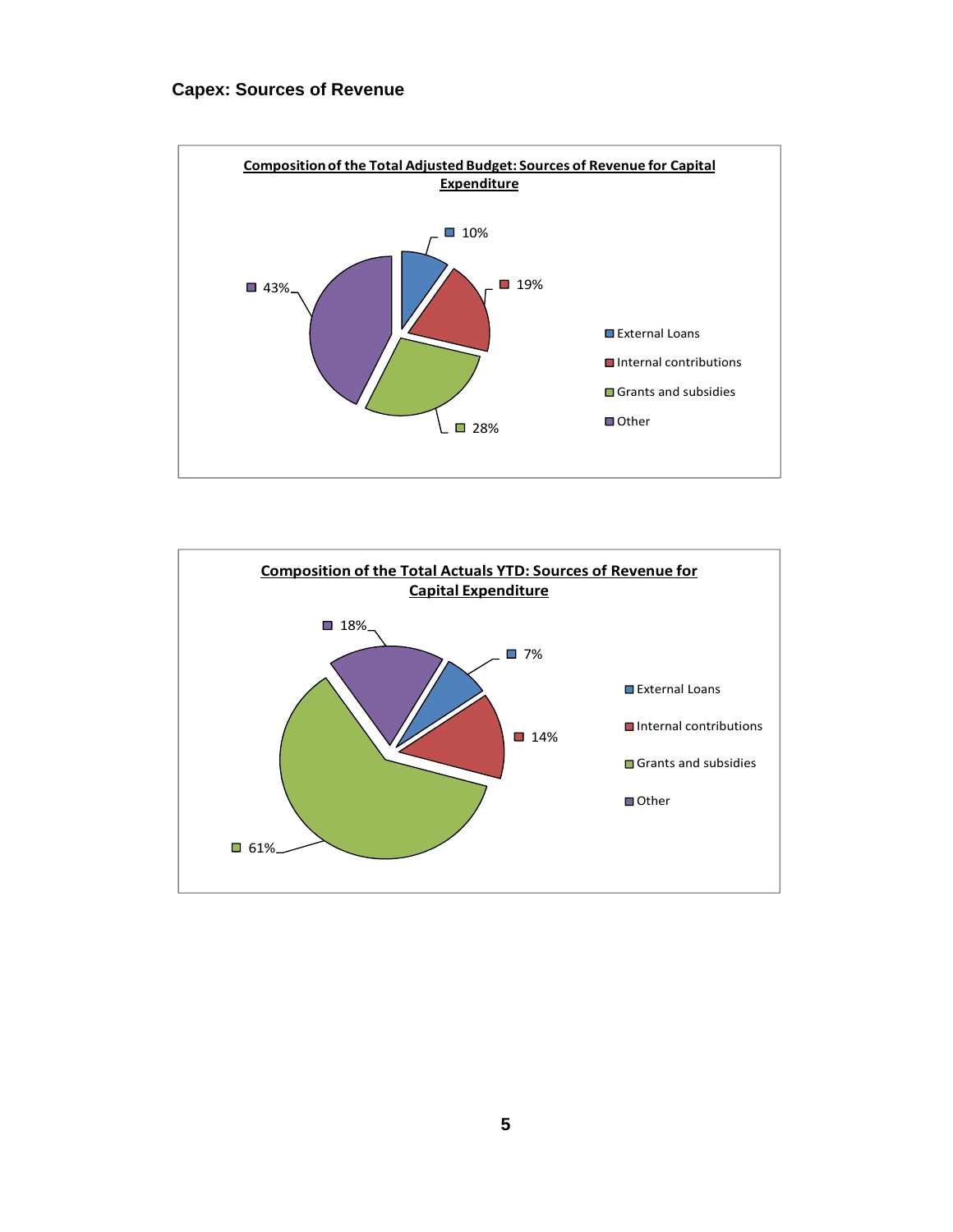## Capex: Sources of Revenue

**Composition of the Total Adjusted Budget: Sources of Revenue for Capital Expenditure**

| Source | % |
|---|---|
| External Loans | 10% |
| Internal contributions | 19% |
| Grants and subsidies | 28% |
| Other | 43% |

**Composition of the Total Actuals YTD: Sources of Revenue for Capital Expenditure**

| Source | % |
|---|---|
| External Loans | 7% |
| Internal contributions | 14% |
| Grants and subsidies | 61% |
| Other | 18% |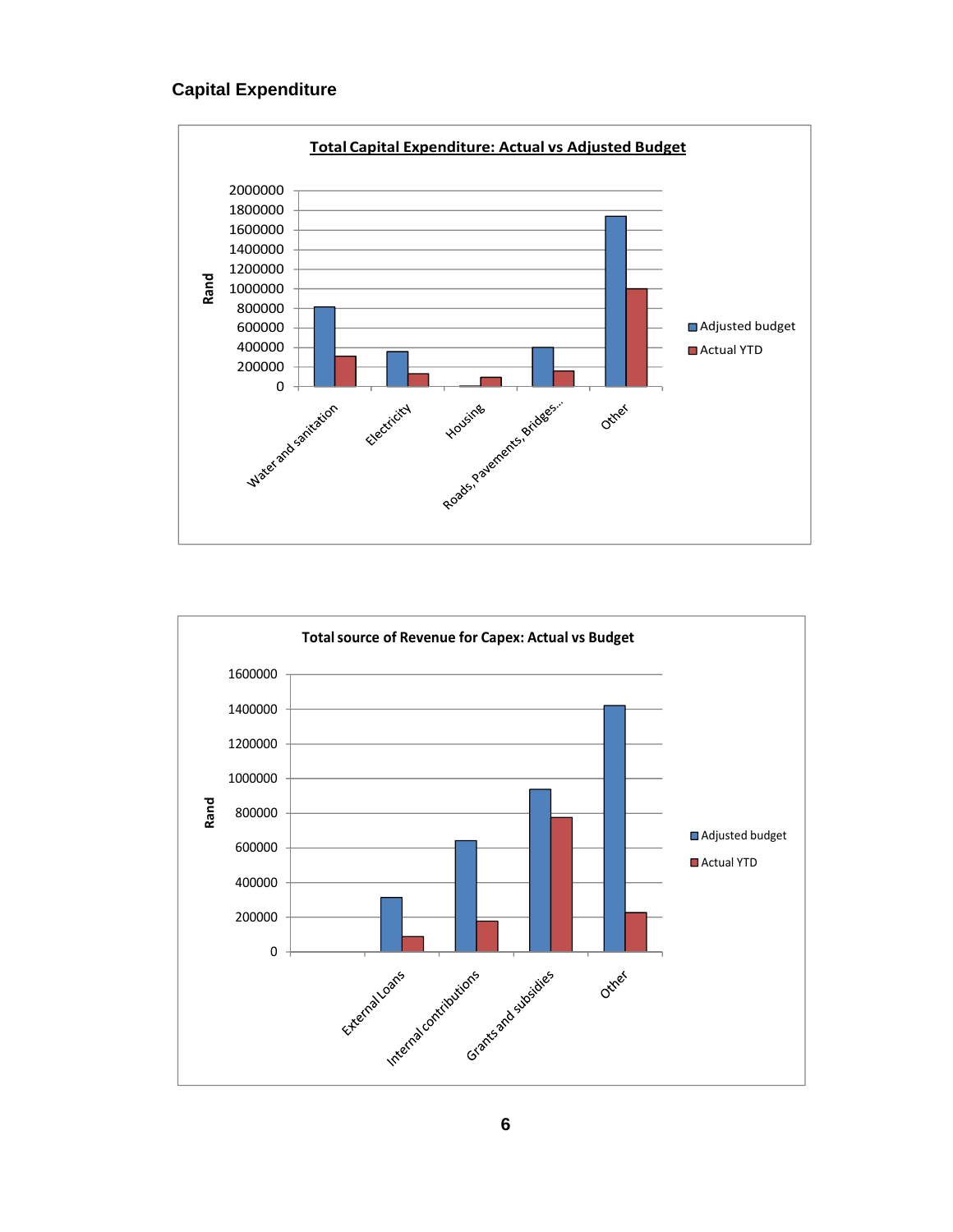## Capital Expenditure

**Total Capital Expenditure: Actual vs Adjusted Budget**

Rand

2000000
1800000
1600000
1400000
1200000
1000000
800000
600000
400000
200000
0

Water and sanitation | Electricity | Housing | Roads, Pavements, Bridges... | Other

Adjusted budget
Actual YTD

**Total source of Revenue for Capex: Actual vs Budget**

Rand

1600000
1400000
1200000
1000000
800000
600000
400000
200000
0

External Loans | Internal contributions | Grants and subsidies | Other

Adjusted budget
Actual YTD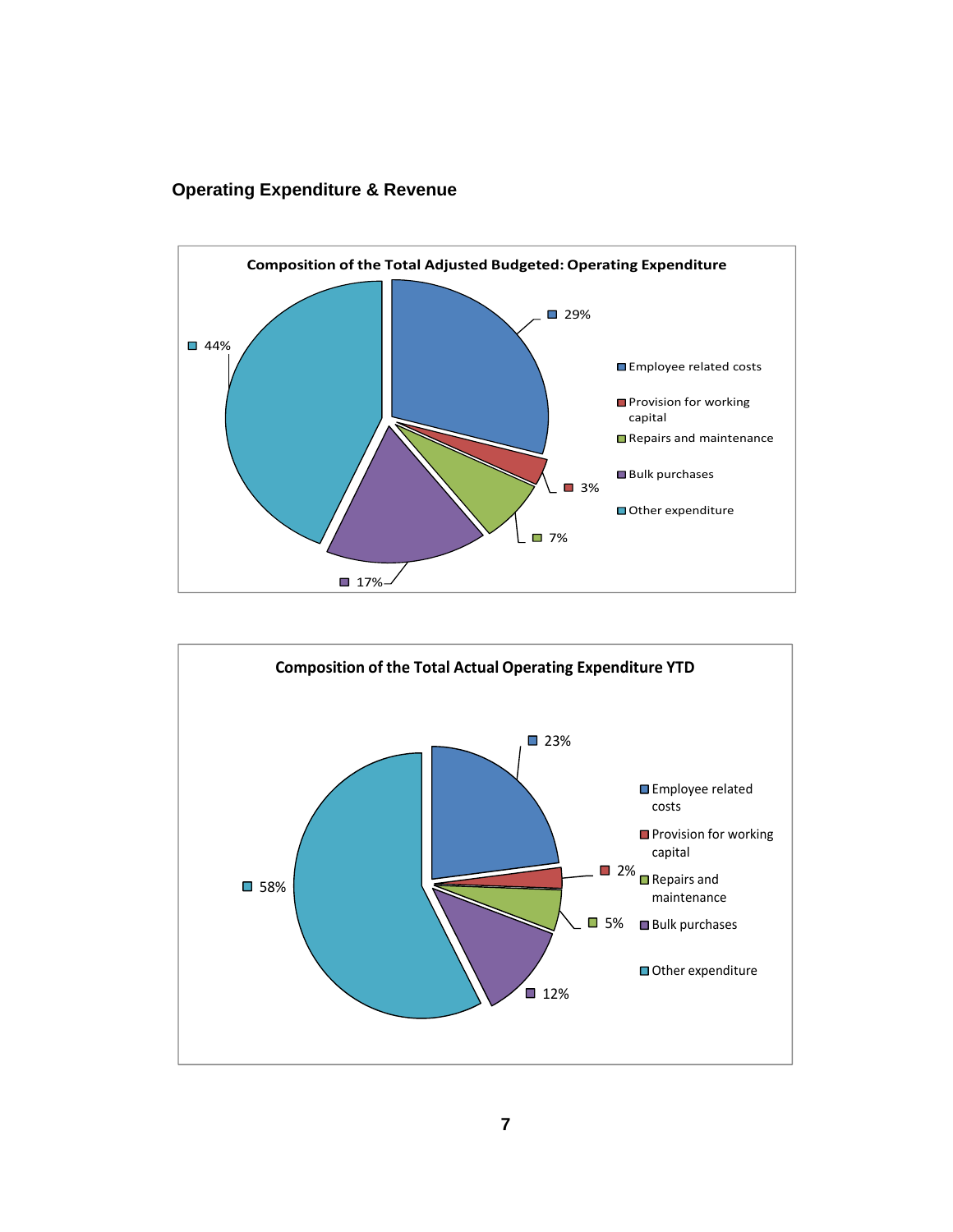## Operating Expenditure & Revenue

**Composition of the Total Adjusted Budgeted: Operating Expenditure**

| Category | % |
| --- | --- |
| Employee related costs | 29% |
| Provision for working capital | 3% |
| Repairs and maintenance | 7% |
| Bulk purchases | 17% |
| Other expenditure | 44% |

**Composition of the Total Actual Operating Expenditure YTD**

| Category | % |
| --- | --- |
| Employee related costs | 23% |
| Provision for working capital | 2% |
| Repairs and maintenance | 5% |
| Bulk purchases | 12% |
| Other expenditure | 58% |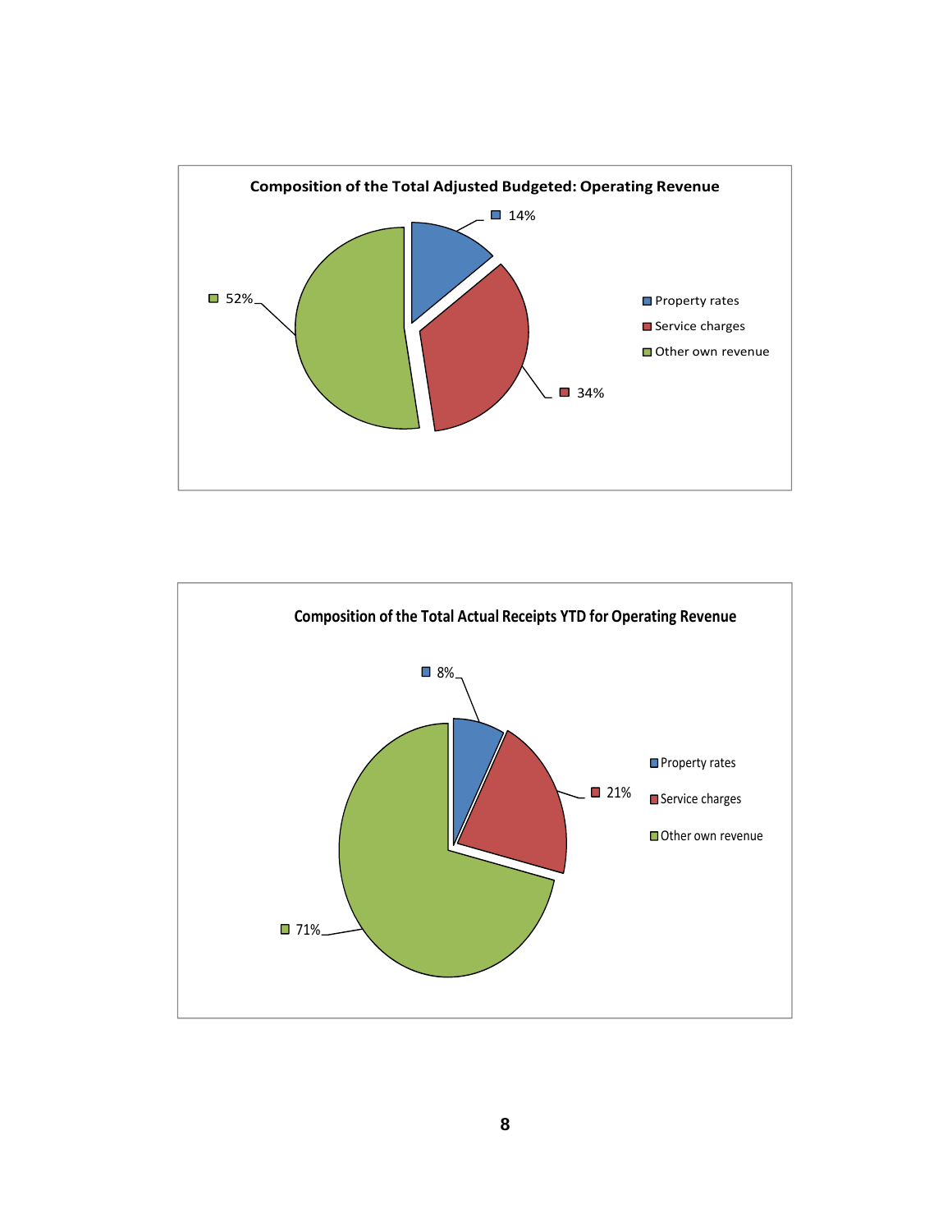**Composition of the Total Adjusted Budgeted: Operating Revenue**

| Category | Percentage |
|---|---|
| Property rates | 14% |
| Service charges | 34% |
| Other own revenue | 52% |

**Composition of the Total Actual Receipts YTD for Operating Revenue**

| Category | Percentage |
|---|---|
| Property rates | 8% |
| Service charges | 21% |
| Other own revenue | 71% |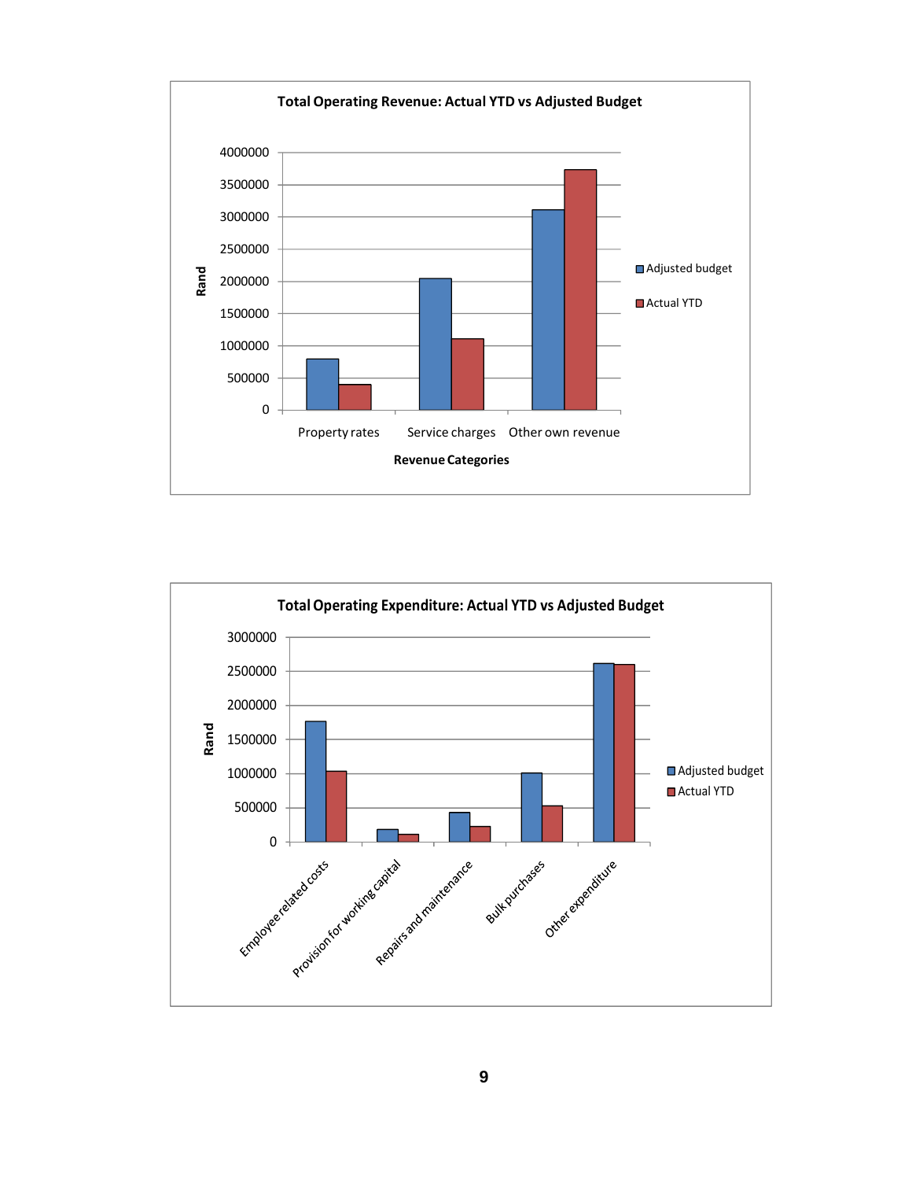**Total Operating Revenue: Actual YTD vs Adjusted Budget**

Rand

4000000
3500000
3000000
2500000
2000000
1500000
1000000
500000
0

Property rates | Service charges | Other own revenue

Revenue Categories

Adjusted budget
Actual YTD

**Total Operating Expenditure: Actual YTD vs Adjusted Budget**

Rand

3000000
2500000
2000000
1500000
1000000
500000
0

Employee related costs | Provision for working capital | Repairs and maintenance | Bulk purchases | Other expenditure

Adjusted budget
Actual YTD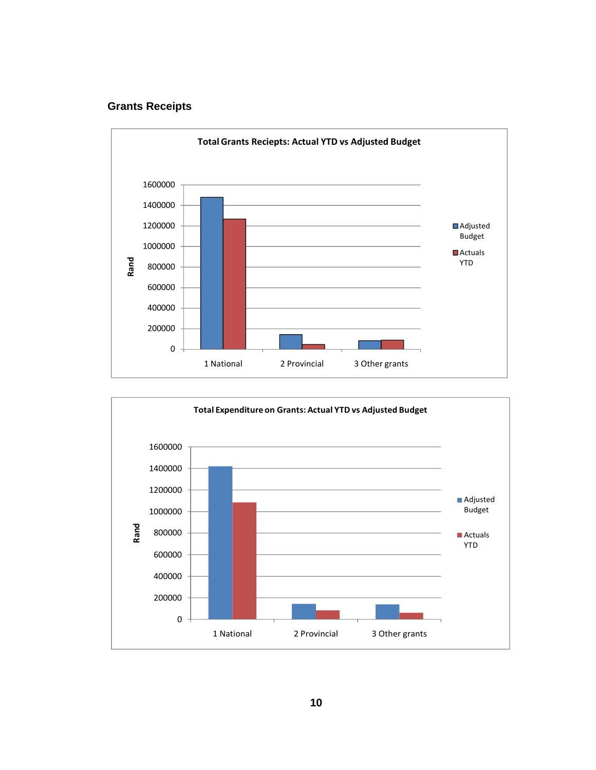## Grants Receipts

**Total Grants Reciepts: Actual YTD vs Adjusted Budget**

Rand

1600000
1400000
1200000
1000000
800000
600000
400000
200000
0

1 National | 2 Provincial | 3 Other grants

Adjusted Budget
Actuals YTD

**Total Expenditure on Grants: Actual YTD vs Adjusted Budget**

Rand

1600000
1400000
1200000
1000000
800000
600000
400000
200000
0

1 National | 2 Provincial | 3 Other grants

Adjusted Budget
Actuals YTD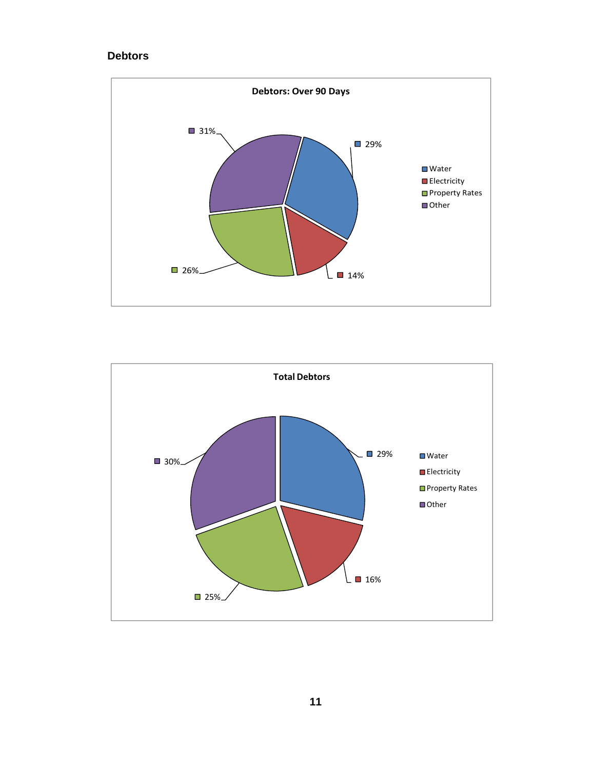## Debtors

**Debtors: Over 90 Days**

| Category | Percentage |
| --- | --- |
| Water | 29% |
| Electricity | 14% |
| Property Rates | 26% |
| Other | 31% |

**Total Debtors**

| Category | Percentage |
| --- | --- |
| Water | 29% |
| Electricity | 16% |
| Property Rates | 25% |
| Other | 30% |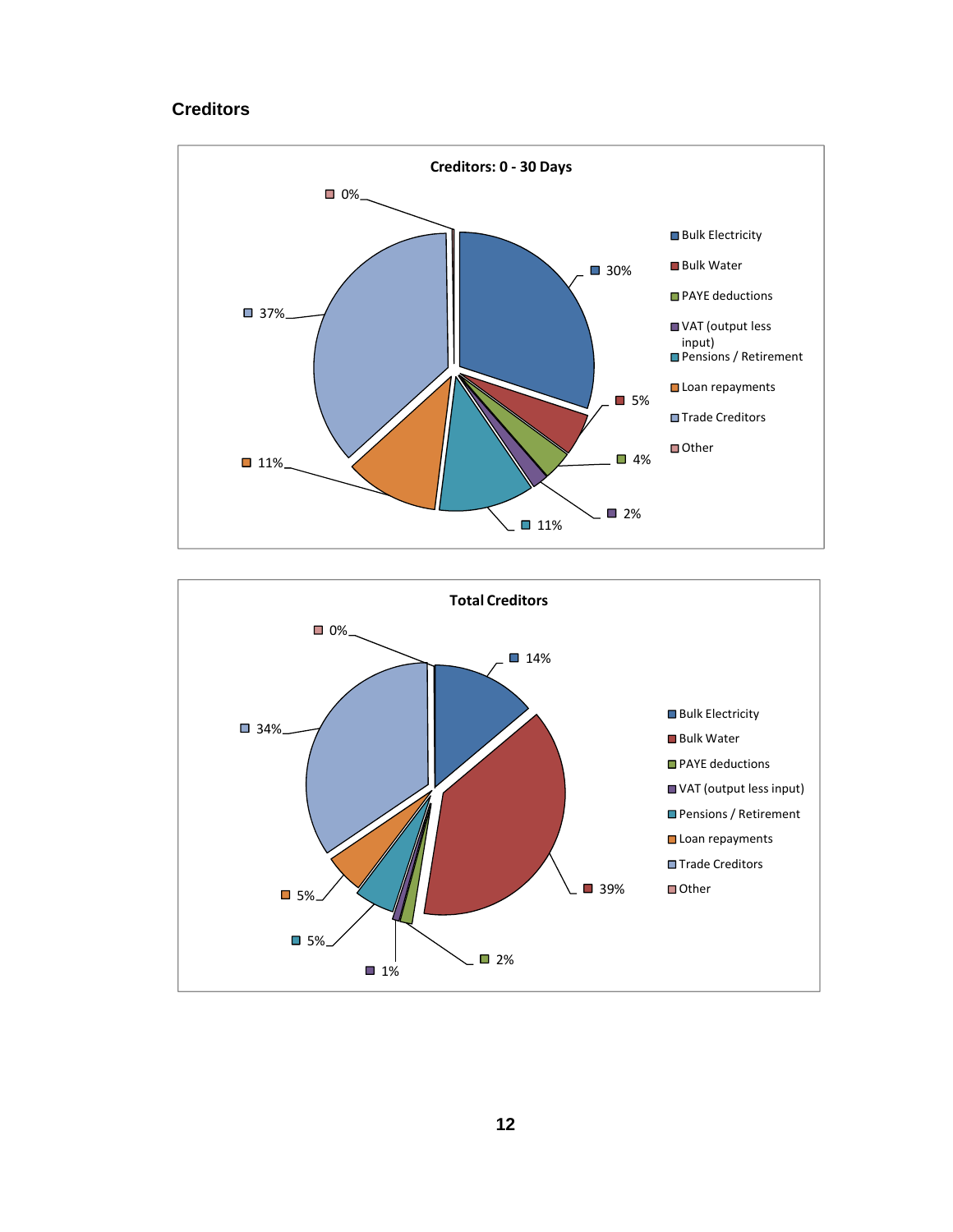## Creditors

**Creditors: 0 - 30 Days**

| Category | Percentage |
|---|---|
| Bulk Electricity | 30% |
| Bulk Water | 5% |
| PAYE deductions | 4% |
| VAT (output less input) | 2% |
| Pensions / Retirement | 11% |
| Loan repayments | 11% |
| Trade Creditors | 37% |
| Other | 0% |

**Total Creditors**

| Category | Percentage |
|---|---|
| Bulk Electricity | 14% |
| Bulk Water | 39% |
| PAYE deductions | 2% |
| VAT (output less input) | 1% |
| Pensions / Retirement | 5% |
| Loan repayments | 5% |
| Trade Creditors | 34% |
| Other | 0% |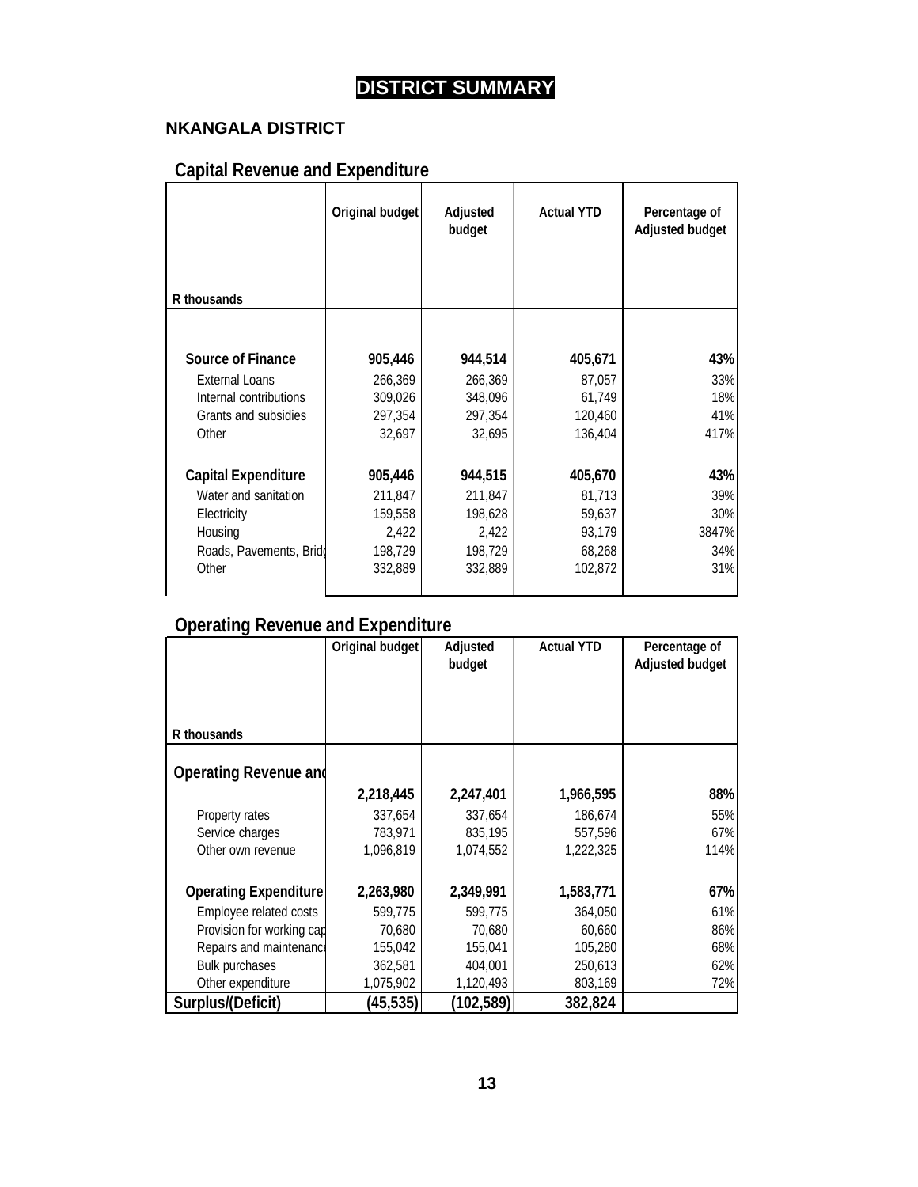# DISTRICT SUMMARY

## NKANGALA DISTRICT

### Capital Revenue and Expenditure

| R thousands | Original budget | Adjusted budget | Actual YTD | Percentage of Adjusted budget |
|---|---|---|---|---|
| **Source of Finance** | **905,446** | **944,514** | **405,671** | **43%** |
| External Loans | 266,369 | 266,369 | 87,057 | 33% |
| Internal contributions | 309,026 | 348,096 | 61,749 | 18% |
| Grants and subsidies | 297,354 | 297,354 | 120,460 | 41% |
| Other | 32,697 | 32,695 | 136,404 | 417% |
| **Capital Expenditure** | **905,446** | **944,515** | **405,670** | **43%** |
| Water and sanitation | 211,847 | 211,847 | 81,713 | 39% |
| Electricity | 159,558 | 198,628 | 59,637 | 30% |
| Housing | 2,422 | 2,422 | 93,179 | 3847% |
| Roads, Pavements, Bridg | 198,729 | 198,729 | 68,268 | 34% |
| Other | 332,889 | 332,889 | 102,872 | 31% |

### Operating Revenue and Expenditure

| R thousands | Original budget | Adjusted budget | Actual YTD | Percentage of Adjusted budget |
|---|---|---|---|---|
| **Operating Revenue and** | **2,218,445** | **2,247,401** | **1,966,595** | **88%** |
| Property rates | 337,654 | 337,654 | 186,674 | 55% |
| Service charges | 783,971 | 835,195 | 557,596 | 67% |
| Other own revenue | 1,096,819 | 1,074,552 | 1,222,325 | 114% |
| **Operating Expenditure** | **2,263,980** | **2,349,991** | **1,583,771** | **67%** |
| Employee related costs | 599,775 | 599,775 | 364,050 | 61% |
| Provision for working cap | 70,680 | 70,680 | 60,660 | 86% |
| Repairs and maintenance | 155,042 | 155,041 | 105,280 | 68% |
| Bulk purchases | 362,581 | 404,001 | 250,613 | 62% |
| Other expenditure | 1,075,902 | 1,120,493 | 803,169 | 72% |
| **Surplus/(Deficit)** | **(45,535)** | **(102,589)** | **382,824** | |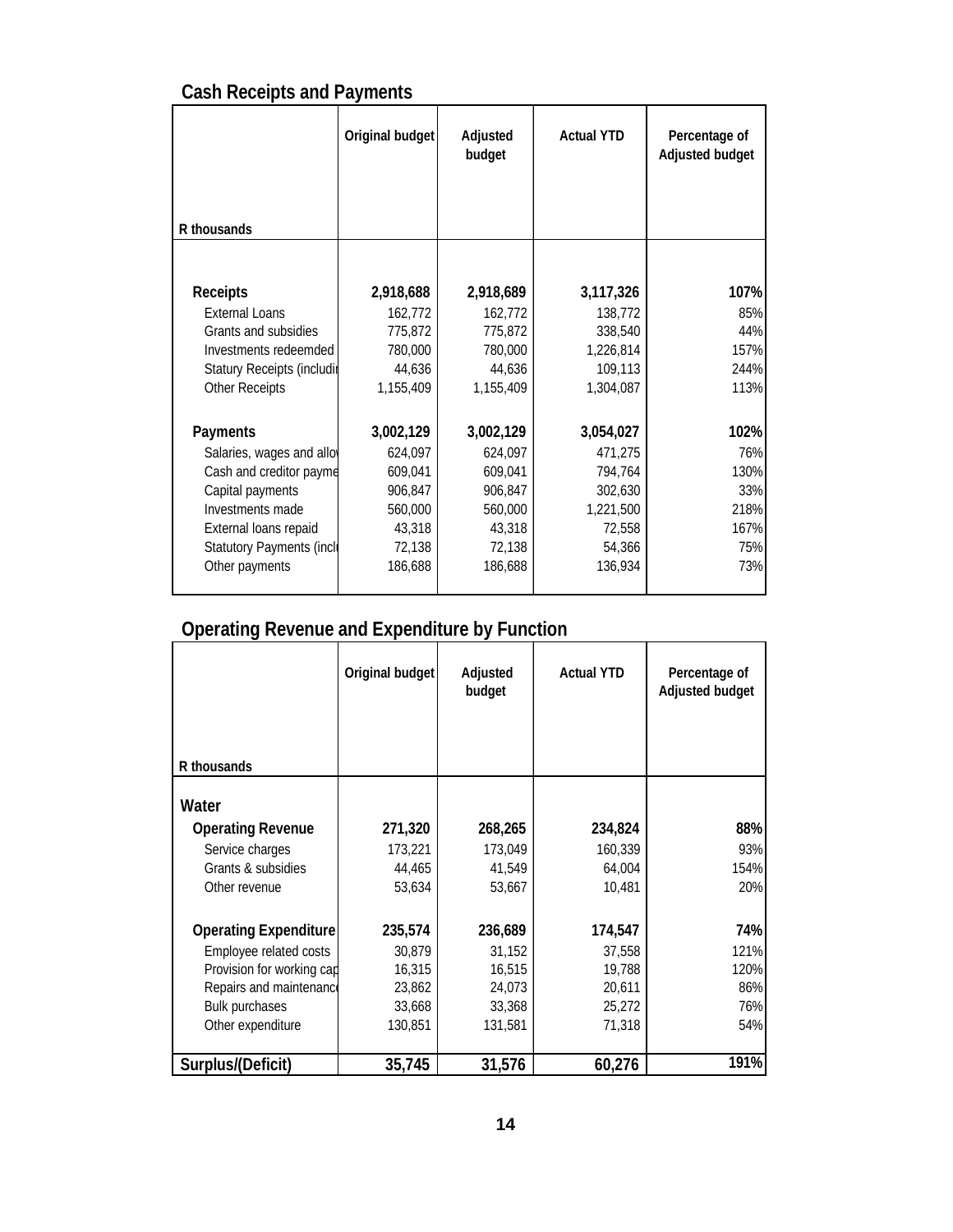## Cash Receipts and Payments

| R thousands | Original budget | Adjusted budget | Actual YTD | Percentage of Adjusted budget |
|---|---|---|---|---|
| **Receipts** | **2,918,688** | **2,918,689** | **3,117,326** | **107%** |
| External Loans | 162,772 | 162,772 | 138,772 | 85% |
| Grants and subsidies | 775,872 | 775,872 | 338,540 | 44% |
| Investments redeemded | 780,000 | 780,000 | 1,226,814 | 157% |
| Statury Receipts (includir | 44,636 | 44,636 | 109,113 | 244% |
| Other Receipts | 1,155,409 | 1,155,409 | 1,304,087 | 113% |
| **Payments** | **3,002,129** | **3,002,129** | **3,054,027** | **102%** |
| Salaries, wages and allov | 624,097 | 624,097 | 471,275 | 76% |
| Cash and creditor payme | 609,041 | 609,041 | 794,764 | 130% |
| Capital payments | 906,847 | 906,847 | 302,630 | 33% |
| Investments made | 560,000 | 560,000 | 1,221,500 | 218% |
| External loans repaid | 43,318 | 43,318 | 72,558 | 167% |
| Statutory Payments (inclu | 72,138 | 72,138 | 54,366 | 75% |
| Other payments | 186,688 | 186,688 | 136,934 | 73% |

## Operating Revenue and Expenditure by Function

| R thousands | Original budget | Adjusted budget | Actual YTD | Percentage of Adjusted budget |
|---|---|---|---|---|
| **Water** | | | | |
| **Operating Revenue** | **271,320** | **268,265** | **234,824** | **88%** |
| Service charges | 173,221 | 173,049 | 160,339 | 93% |
| Grants & subsidies | 44,465 | 41,549 | 64,004 | 154% |
| Other revenue | 53,634 | 53,667 | 10,481 | 20% |
| **Operating Expenditure** | **235,574** | **236,689** | **174,547** | **74%** |
| Employee related costs | 30,879 | 31,152 | 37,558 | 121% |
| Provision for working cap | 16,315 | 16,515 | 19,788 | 120% |
| Repairs and maintenance | 23,862 | 24,073 | 20,611 | 86% |
| Bulk purchases | 33,668 | 33,368 | 25,272 | 76% |
| Other expenditure | 130,851 | 131,581 | 71,318 | 54% |
| **Surplus/(Deficit)** | **35,745** | **31,576** | **60,276** | **191%** |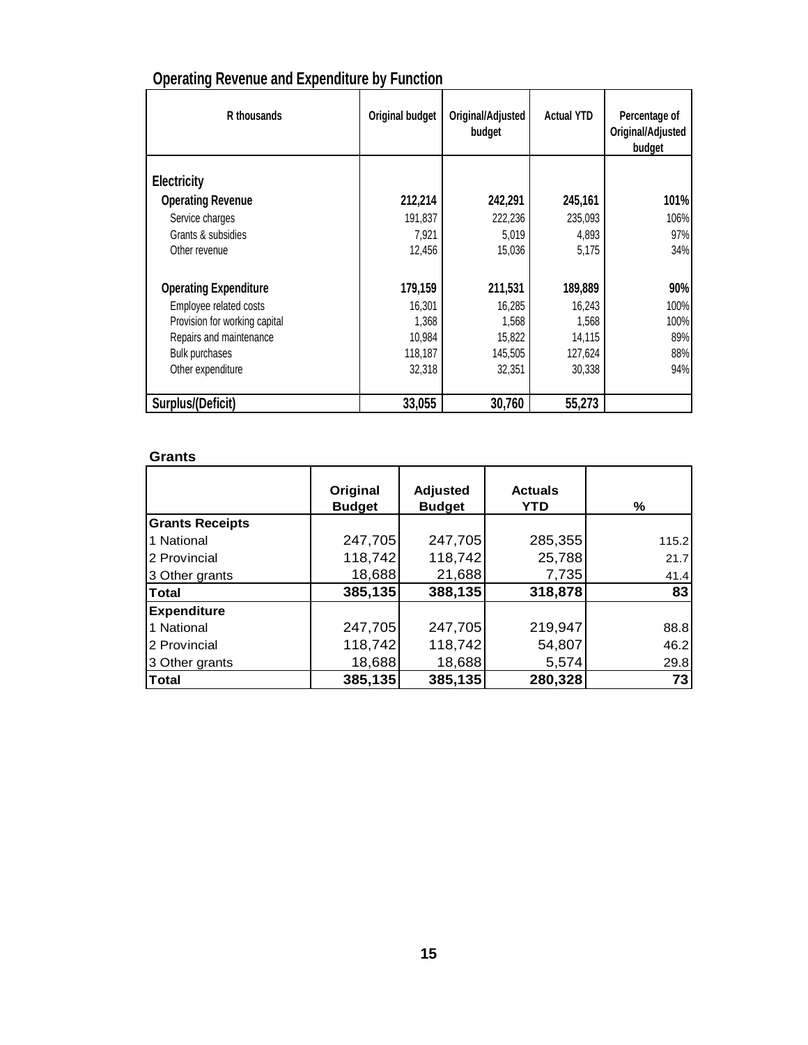## Operating Revenue and Expenditure by Function

| R thousands | Original budget | Original/Adjusted budget | Actual YTD | Percentage of Original/Adjusted budget |
|---|---|---|---|---|
| **Electricity** | | | | |
| **Operating Revenue** | **212,214** | **242,291** | **245,161** | **101%** |
| Service charges | 191,837 | 222,236 | 235,093 | 106% |
| Grants & subsidies | 7,921 | 5,019 | 4,893 | 97% |
| Other revenue | 12,456 | 15,036 | 5,175 | 34% |
| **Operating Expenditure** | **179,159** | **211,531** | **189,889** | **90%** |
| Employee related costs | 16,301 | 16,285 | 16,243 | 100% |
| Provision for working capital | 1,368 | 1,568 | 1,568 | 100% |
| Repairs and maintenance | 10,984 | 15,822 | 14,115 | 89% |
| Bulk purchases | 118,187 | 145,505 | 127,624 | 88% |
| Other expenditure | 32,318 | 32,351 | 30,338 | 94% |
| **Surplus/(Deficit)** | **33,055** | **30,760** | **55,273** | |

## Grants

| | Original Budget | Adjusted Budget | Actuals YTD | % |
|---|---|---|---|---|
| **Grants Receipts** | | | | |
| 1 National | 247,705 | 247,705 | 285,355 | 115.2 |
| 2 Provincial | 118,742 | 118,742 | 25,788 | 21.7 |
| 3 Other grants | 18,688 | 21,688 | 7,735 | 41.4 |
| **Total** | **385,135** | **388,135** | **318,878** | **83** |
| **Expenditure** | | | | |
| 1 National | 247,705 | 247,705 | 219,947 | 88.8 |
| 2 Provincial | 118,742 | 118,742 | 54,807 | 46.2 |
| 3 Other grants | 18,688 | 18,688 | 5,574 | 29.8 |
| **Total** | **385,135** | **385,135** | **280,328** | **73** |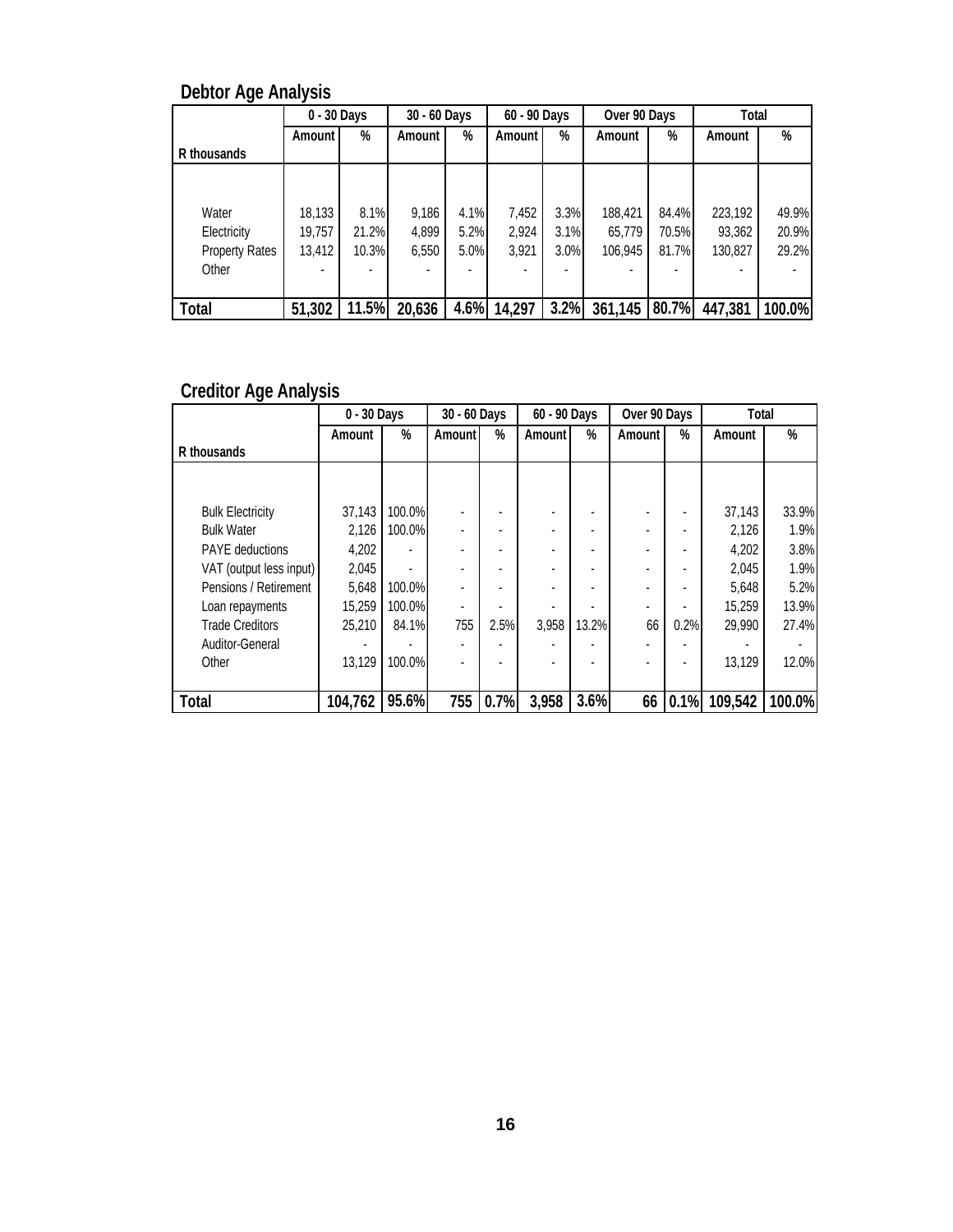## Debtor Age Analysis

| R thousands | 0 - 30 Days | | 30 - 60 Days | | 60 - 90 Days | | Over 90 Days | | Total | |
|---|---|---|---|---|---|---|---|---|---|---|
| | Amount | % | Amount | % | Amount | % | Amount | % | Amount | % |
| Water | 18,133 | 8.1% | 9,186 | 4.1% | 7,452 | 3.3% | 188,421 | 84.4% | 223,192 | 49.9% |
| Electricity | 19,757 | 21.2% | 4,899 | 5.2% | 2,924 | 3.1% | 65,779 | 70.5% | 93,362 | 20.9% |
| Property Rates | 13,412 | 10.3% | 6,550 | 5.0% | 3,921 | 3.0% | 106,945 | 81.7% | 130,827 | 29.2% |
| Other | - | - | - | - | - | - | - | - | - | - |
| **Total** | **51,302** | **11.5%** | **20,636** | **4.6%** | **14,297** | **3.2%** | **361,145** | **80.7%** | **447,381** | **100.0%** |

## Creditor Age Analysis

| R thousands | 0 - 30 Days | | 30 - 60 Days | | 60 - 90 Days | | Over 90 Days | | Total | |
|---|---|---|---|---|---|---|---|---|---|---|
| | Amount | % | Amount | % | Amount | % | Amount | % | Amount | % |
| Bulk Electricity | 37,143 | 100.0% | - | - | - | - | - | - | 37,143 | 33.9% |
| Bulk Water | 2,126 | 100.0% | - | - | - | - | - | - | 2,126 | 1.9% |
| PAYE deductions | 4,202 | - | - | - | - | - | - | - | 4,202 | 3.8% |
| VAT (output less input) | 2,045 | - | - | - | - | - | - | - | 2,045 | 1.9% |
| Pensions / Retirement | 5,648 | 100.0% | - | - | - | - | - | - | 5,648 | 5.2% |
| Loan repayments | 15,259 | 100.0% | - | - | - | - | - | - | 15,259 | 13.9% |
| Trade Creditors | 25,210 | 84.1% | 755 | 2.5% | 3,958 | 13.2% | 66 | 0.2% | 29,990 | 27.4% |
| Auditor-General | - | - | - | - | - | - | - | - | - | - |
| Other | 13,129 | 100.0% | - | - | - | - | - | - | 13,129 | 12.0% |
| **Total** | **104,762** | **95.6%** | **755** | **0.7%** | **3,958** | **3.6%** | **66** | **0.1%** | **109,542** | **100.0%** |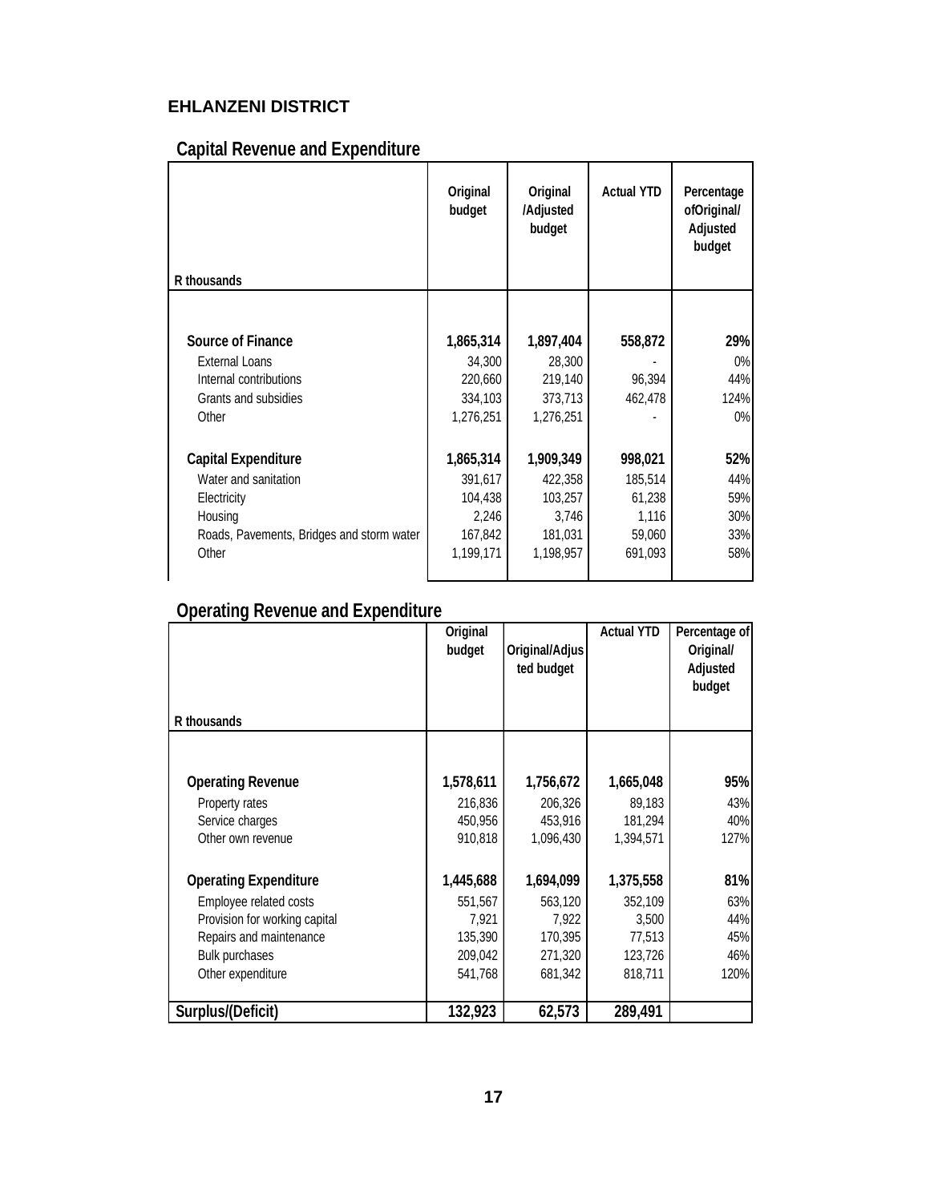## EHLANZENI DISTRICT

### Capital Revenue and Expenditure

| R thousands | Original budget | Original /Adjusted budget | Actual YTD | Percentage ofOriginal/ Adjusted budget |
|---|---|---|---|---|
| **Source of Finance** | **1,865,314** | **1,897,404** | **558,872** | **29%** |
| External Loans | 34,300 | 28,300 | - | 0% |
| Internal contributions | 220,660 | 219,140 | 96,394 | 44% |
| Grants and subsidies | 334,103 | 373,713 | 462,478 | 124% |
| Other | 1,276,251 | 1,276,251 | - | 0% |
| **Capital Expenditure** | **1,865,314** | **1,909,349** | **998,021** | **52%** |
| Water and sanitation | 391,617 | 422,358 | 185,514 | 44% |
| Electricity | 104,438 | 103,257 | 61,238 | 59% |
| Housing | 2,246 | 3,746 | 1,116 | 30% |
| Roads, Pavements, Bridges and storm water | 167,842 | 181,031 | 59,060 | 33% |
| Other | 1,199,171 | 1,198,957 | 691,093 | 58% |

### Operating Revenue and Expenditure

| R thousands | Original budget | Original/Adjusted budget | Actual YTD | Percentage of Original/ Adjusted budget |
|---|---|---|---|---|
| **Operating Revenue** | **1,578,611** | **1,756,672** | **1,665,048** | **95%** |
| Property rates | 216,836 | 206,326 | 89,183 | 43% |
| Service charges | 450,956 | 453,916 | 181,294 | 40% |
| Other own revenue | 910,818 | 1,096,430 | 1,394,571 | 127% |
| **Operating Expenditure** | **1,445,688** | **1,694,099** | **1,375,558** | **81%** |
| Employee related costs | 551,567 | 563,120 | 352,109 | 63% |
| Provision for working capital | 7,921 | 7,922 | 3,500 | 44% |
| Repairs and maintenance | 135,390 | 170,395 | 77,513 | 45% |
| Bulk purchases | 209,042 | 271,320 | 123,726 | 46% |
| Other expenditure | 541,768 | 681,342 | 818,711 | 120% |
| **Surplus/(Deficit)** | **132,923** | **62,573** | **289,491** | |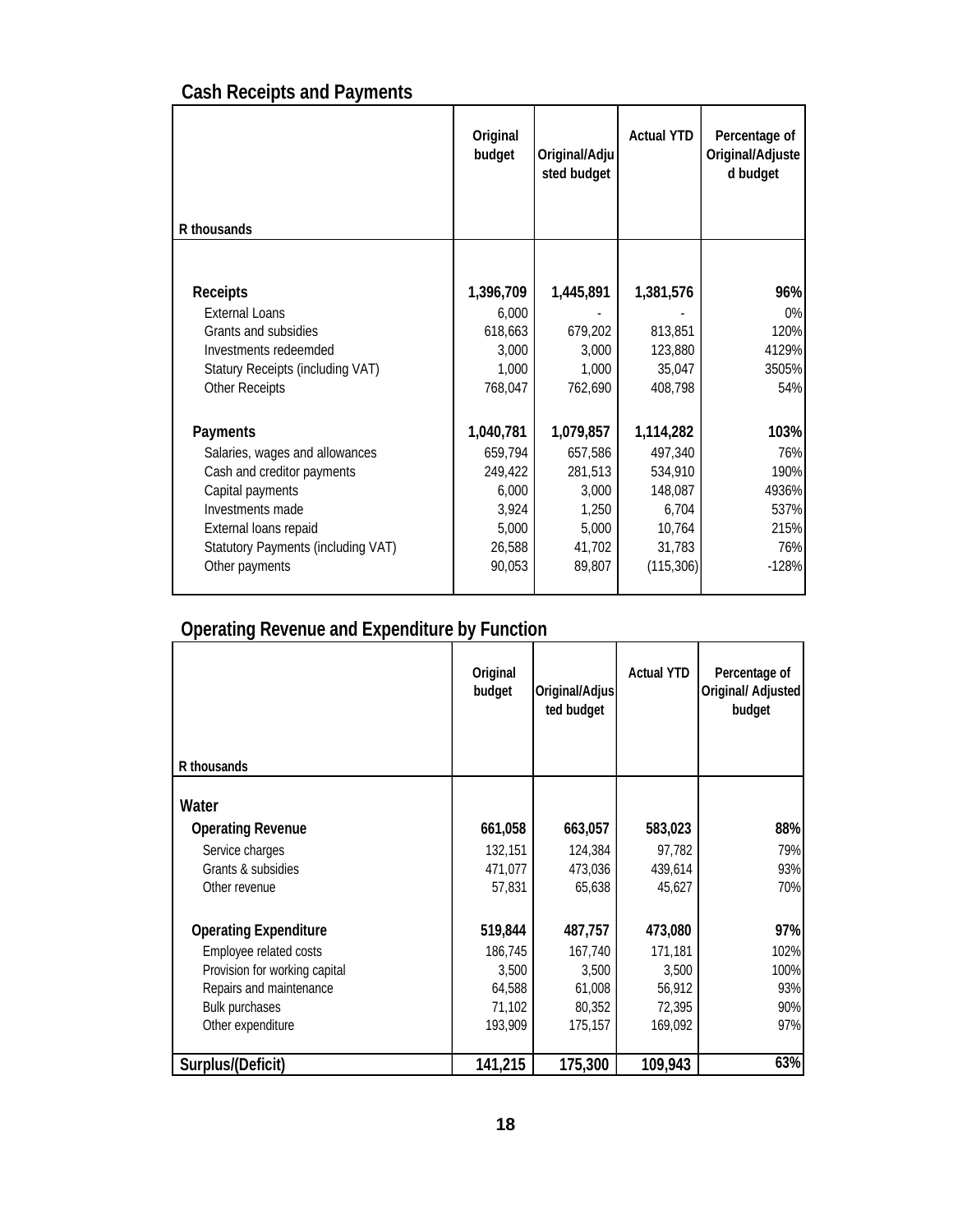## Cash Receipts and Payments

| R thousands | Original budget | Original/Adjusted budget | Actual YTD | Percentage of Original/Adjusted budget |
|---|---|---|---|---|
| **Receipts** | **1,396,709** | **1,445,891** | **1,381,576** | **96%** |
| External Loans | 6,000 | - | - | 0% |
| Grants and subsidies | 618,663 | 679,202 | 813,851 | 120% |
| Investments redeemded | 3,000 | 3,000 | 123,880 | 4129% |
| Statury Receipts (including VAT) | 1,000 | 1,000 | 35,047 | 3505% |
| Other Receipts | 768,047 | 762,690 | 408,798 | 54% |
| **Payments** | **1,040,781** | **1,079,857** | **1,114,282** | **103%** |
| Salaries, wages and allowances | 659,794 | 657,586 | 497,340 | 76% |
| Cash and creditor payments | 249,422 | 281,513 | 534,910 | 190% |
| Capital payments | 6,000 | 3,000 | 148,087 | 4936% |
| Investments made | 3,924 | 1,250 | 6,704 | 537% |
| External loans repaid | 5,000 | 5,000 | 10,764 | 215% |
| Statutory Payments (including VAT) | 26,588 | 41,702 | 31,783 | 76% |
| Other payments | 90,053 | 89,807 | (115,306) | -128% |

## Operating Revenue and Expenditure by Function

| R thousands | Original budget | Original/Adjusted budget | Actual YTD | Percentage of Original/ Adjusted budget |
|---|---|---|---|---|
| **Water** | | | | |
| **Operating Revenue** | **661,058** | **663,057** | **583,023** | **88%** |
| Service charges | 132,151 | 124,384 | 97,782 | 79% |
| Grants & subsidies | 471,077 | 473,036 | 439,614 | 93% |
| Other revenue | 57,831 | 65,638 | 45,627 | 70% |
| **Operating Expenditure** | **519,844** | **487,757** | **473,080** | **97%** |
| Employee related costs | 186,745 | 167,740 | 171,181 | 102% |
| Provision for working capital | 3,500 | 3,500 | 3,500 | 100% |
| Repairs and maintenance | 64,588 | 61,008 | 56,912 | 93% |
| Bulk purchases | 71,102 | 80,352 | 72,395 | 90% |
| Other expenditure | 193,909 | 175,157 | 169,092 | 97% |
| **Surplus/(Deficit)** | **141,215** | **175,300** | **109,943** | **63%** |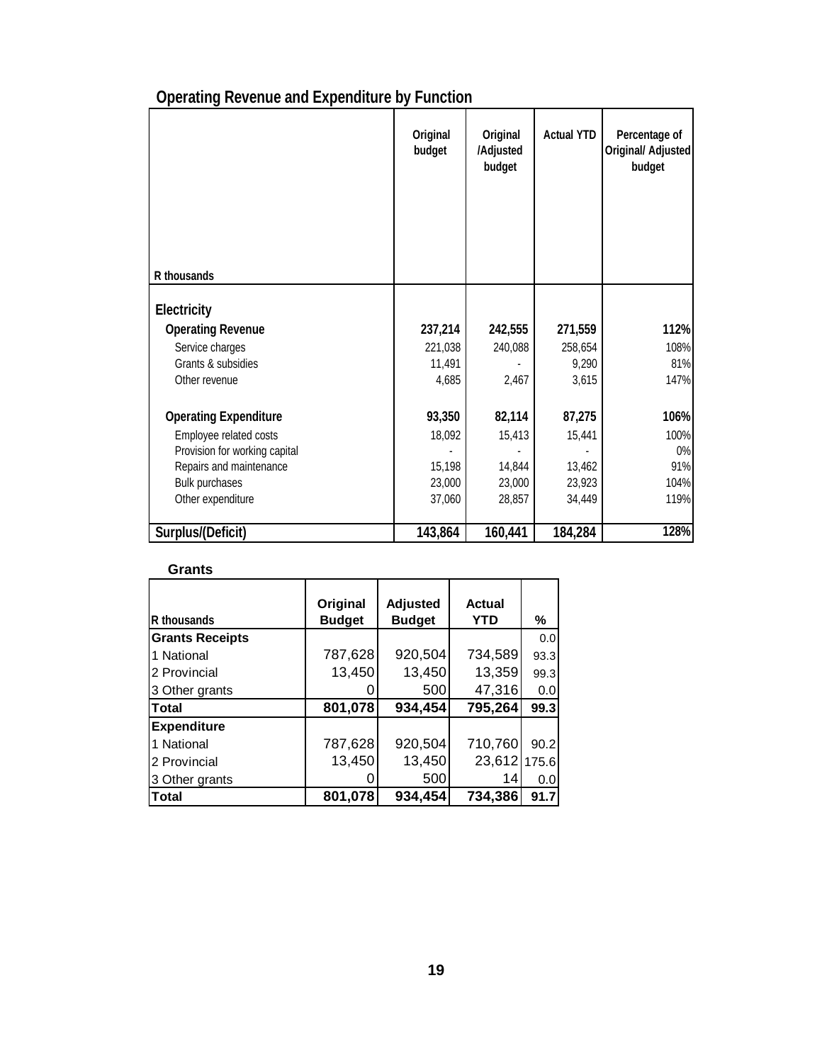## Operating Revenue and Expenditure by Function

| R thousands | Original budget | Original /Adjusted budget | Actual YTD | Percentage of Original/ Adjusted budget |
|---|---|---|---|---|
| **Electricity** | | | | |
| **Operating Revenue** | **237,214** | **242,555** | **271,559** | **112%** |
| Service charges | 221,038 | 240,088 | 258,654 | 108% |
| Grants & subsidies | 11,491 | - | 9,290 | 81% |
| Other revenue | 4,685 | 2,467 | 3,615 | 147% |
| **Operating Expenditure** | **93,350** | **82,114** | **87,275** | **106%** |
| Employee related costs | 18,092 | 15,413 | 15,441 | 100% |
| Provision for working capital | - | - | - | 0% |
| Repairs and maintenance | 15,198 | 14,844 | 13,462 | 91% |
| Bulk purchases | 23,000 | 23,000 | 23,923 | 104% |
| Other expenditure | 37,060 | 28,857 | 34,449 | 119% |
| **Surplus/(Deficit)** | **143,864** | **160,441** | **184,284** | **128%** |

### Grants

| R thousands | Original Budget | Adjusted Budget | Actual YTD | % |
|---|---|---|---|---|
| **Grants Receipts** | | | | 0.0 |
| 1 National | 787,628 | 920,504 | 734,589 | 93.3 |
| 2 Provincial | 13,450 | 13,450 | 13,359 | 99.3 |
| 3 Other grants | 0 | 500 | 47,316 | 0.0 |
| **Total** | **801,078** | **934,454** | **795,264** | **99.3** |
| **Expenditure** | | | | |
| 1 National | 787,628 | 920,504 | 710,760 | 90.2 |
| 2 Provincial | 13,450 | 13,450 | 23,612 | 175.6 |
| 3 Other grants | 0 | 500 | 14 | 0.0 |
| **Total** | **801,078** | **934,454** | **734,386** | **91.7** |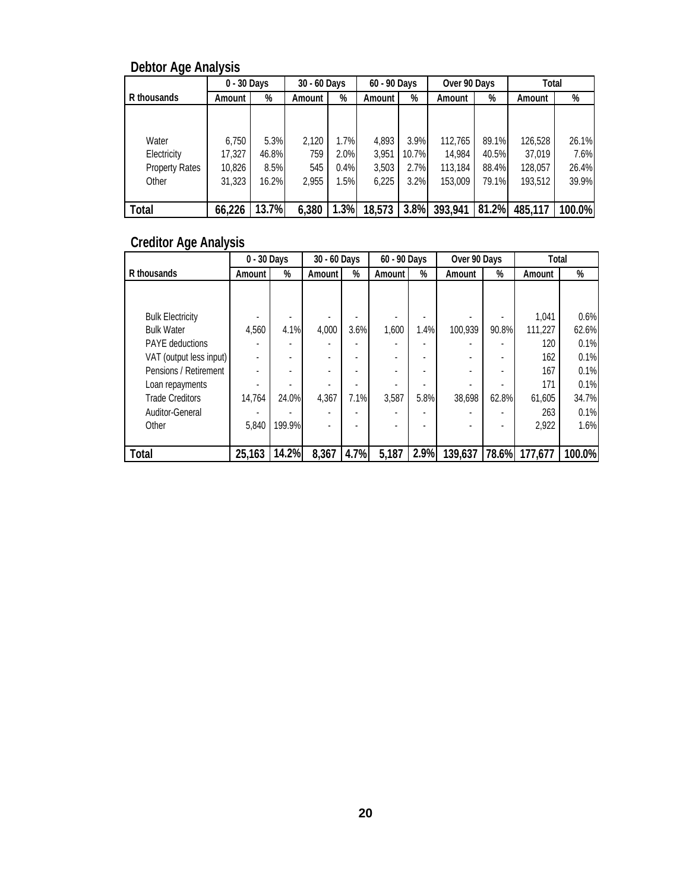## Debtor Age Analysis

| R thousands | 0 - 30 Days | | 30 - 60 Days | | 60 - 90 Days | | Over 90 Days | | Total | |
|---|---|---|---|---|---|---|---|---|---|---|
| | Amount | % | Amount | % | Amount | % | Amount | % | Amount | % |
| Water | 6,750 | 5.3% | 2,120 | 1.7% | 4,893 | 3.9% | 112,765 | 89.1% | 126,528 | 26.1% |
| Electricity | 17,327 | 46.8% | 759 | 2.0% | 3,951 | 10.7% | 14,984 | 40.5% | 37,019 | 7.6% |
| Property Rates | 10,826 | 8.5% | 545 | 0.4% | 3,503 | 2.7% | 113,184 | 88.4% | 128,057 | 26.4% |
| Other | 31,323 | 16.2% | 2,955 | 1.5% | 6,225 | 3.2% | 153,009 | 79.1% | 193,512 | 39.9% |
| **Total** | **66,226** | **13.7%** | **6,380** | **1.3%** | **18,573** | **3.8%** | **393,941** | **81.2%** | **485,117** | **100.0%** |

## Creditor Age Analysis

| R thousands | 0 - 30 Days | | 30 - 60 Days | | 60 - 90 Days | | Over 90 Days | | Total | |
|---|---|---|---|---|---|---|---|---|---|---|
| | Amount | % | Amount | % | Amount | % | Amount | % | Amount | % |
| Bulk Electricity | - | - | - | - | - | - | - | - | 1,041 | 0.6% |
| Bulk Water | 4,560 | 4.1% | 4,000 | 3.6% | 1,600 | 1.4% | 100,939 | 90.8% | 111,227 | 62.6% |
| PAYE deductions | - | - | - | - | - | - | - | - | 120 | 0.1% |
| VAT (output less input) | - | - | - | - | - | - | - | - | 162 | 0.1% |
| Pensions / Retirement | - | - | - | - | - | - | - | - | 167 | 0.1% |
| Loan repayments | - | - | - | - | - | - | - | - | 171 | 0.1% |
| Trade Creditors | 14,764 | 24.0% | 4,367 | 7.1% | 3,587 | 5.8% | 38,698 | 62.8% | 61,605 | 34.7% |
| Auditor-General | - | - | - | - | - | - | - | - | 263 | 0.1% |
| Other | 5,840 | 199.9% | - | - | - | - | - | - | 2,922 | 1.6% |
| **Total** | **25,163** | **14.2%** | **8,367** | **4.7%** | **5,187** | **2.9%** | **139,637** | **78.6%** | **177,677** | **100.0%** |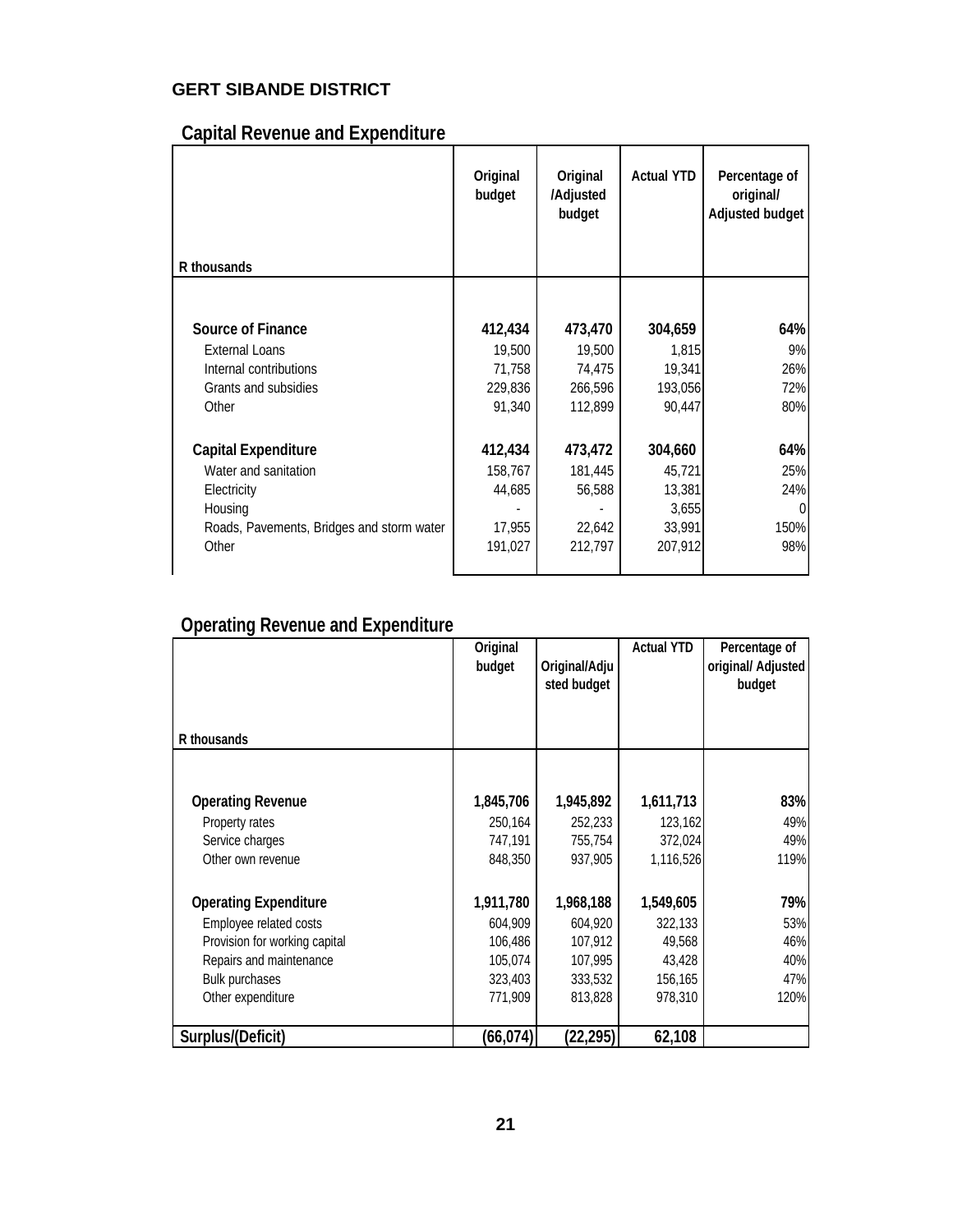**GERT SIBANDE DISTRICT**

## Capital Revenue and Expenditure

| R thousands | Original budget | Original /Adjusted budget | Actual YTD | Percentage of original/ Adjusted budget |
|---|---|---|---|---|
| **Source of Finance** | **412,434** | **473,470** | **304,659** | **64%** |
| External Loans | 19,500 | 19,500 | 1,815 | 9% |
| Internal contributions | 71,758 | 74,475 | 19,341 | 26% |
| Grants and subsidies | 229,836 | 266,596 | 193,056 | 72% |
| Other | 91,340 | 112,899 | 90,447 | 80% |
| **Capital Expenditure** | **412,434** | **473,472** | **304,660** | **64%** |
| Water and sanitation | 158,767 | 181,445 | 45,721 | 25% |
| Electricity | 44,685 | 56,588 | 13,381 | 24% |
| Housing | - | - | 3,655 | 0 |
| Roads, Pavements, Bridges and storm water | 17,955 | 22,642 | 33,991 | 150% |
| Other | 191,027 | 212,797 | 207,912 | 98% |

## Operating Revenue and Expenditure

| R thousands | Original budget | Original/Adjusted budget | Actual YTD | Percentage of original/ Adjusted budget |
|---|---|---|---|---|
| **Operating Revenue** | **1,845,706** | **1,945,892** | **1,611,713** | **83%** |
| Property rates | 250,164 | 252,233 | 123,162 | 49% |
| Service charges | 747,191 | 755,754 | 372,024 | 49% |
| Other own revenue | 848,350 | 937,905 | 1,116,526 | 119% |
| **Operating Expenditure** | **1,911,780** | **1,968,188** | **1,549,605** | **79%** |
| Employee related costs | 604,909 | 604,920 | 322,133 | 53% |
| Provision for working capital | 106,486 | 107,912 | 49,568 | 46% |
| Repairs and maintenance | 105,074 | 107,995 | 43,428 | 40% |
| Bulk purchases | 323,403 | 333,532 | 156,165 | 47% |
| Other expenditure | 771,909 | 813,828 | 978,310 | 120% |
| **Surplus/(Deficit)** | **(66,074)** | **(22,295)** | **62,108** | |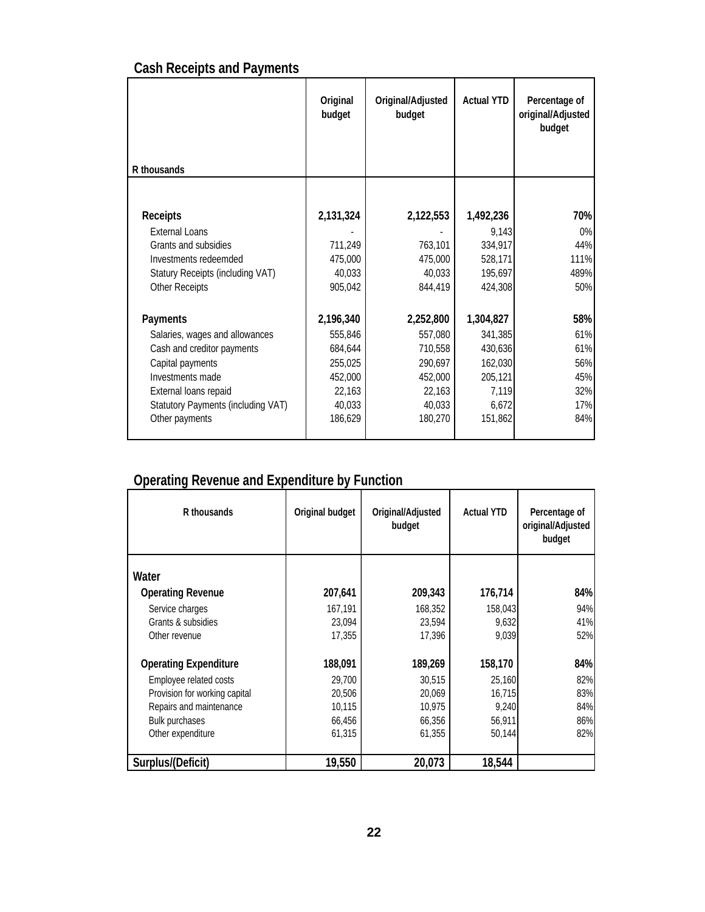## Cash Receipts and Payments

| R thousands | Original budget | Original/Adjusted budget | Actual YTD | Percentage of original/Adjusted budget |
|---|---|---|---|---|
| **Receipts** | **2,131,324** | **2,122,553** | **1,492,236** | **70%** |
| External Loans | - | - | 9,143 | 0% |
| Grants and subsidies | 711,249 | 763,101 | 334,917 | 44% |
| Investments redeemded | 475,000 | 475,000 | 528,171 | 111% |
| Statury Receipts (including VAT) | 40,033 | 40,033 | 195,697 | 489% |
| Other Receipts | 905,042 | 844,419 | 424,308 | 50% |
| **Payments** | **2,196,340** | **2,252,800** | **1,304,827** | **58%** |
| Salaries, wages and allowances | 555,846 | 557,080 | 341,385 | 61% |
| Cash and creditor payments | 684,644 | 710,558 | 430,636 | 61% |
| Capital payments | 255,025 | 290,697 | 162,030 | 56% |
| Investments made | 452,000 | 452,000 | 205,121 | 45% |
| External loans repaid | 22,163 | 22,163 | 7,119 | 32% |
| Statutory Payments (including VAT) | 40,033 | 40,033 | 6,672 | 17% |
| Other payments | 186,629 | 180,270 | 151,862 | 84% |

## Operating Revenue and Expenditure by Function

| R thousands | Original budget | Original/Adjusted budget | Actual YTD | Percentage of original/Adjusted budget |
|---|---|---|---|---|
| **Water** | | | | |
| **Operating Revenue** | **207,641** | **209,343** | **176,714** | **84%** |
| Service charges | 167,191 | 168,352 | 158,043 | 94% |
| Grants & subsidies | 23,094 | 23,594 | 9,632 | 41% |
| Other revenue | 17,355 | 17,396 | 9,039 | 52% |
| **Operating Expenditure** | **188,091** | **189,269** | **158,170** | **84%** |
| Employee related costs | 29,700 | 30,515 | 25,160 | 82% |
| Provision for working capital | 20,506 | 20,069 | 16,715 | 83% |
| Repairs and maintenance | 10,115 | 10,975 | 9,240 | 84% |
| Bulk purchases | 66,456 | 66,356 | 56,911 | 86% |
| Other expenditure | 61,315 | 61,355 | 50,144 | 82% |
| **Surplus/(Deficit)** | **19,550** | **20,073** | **18,544** | |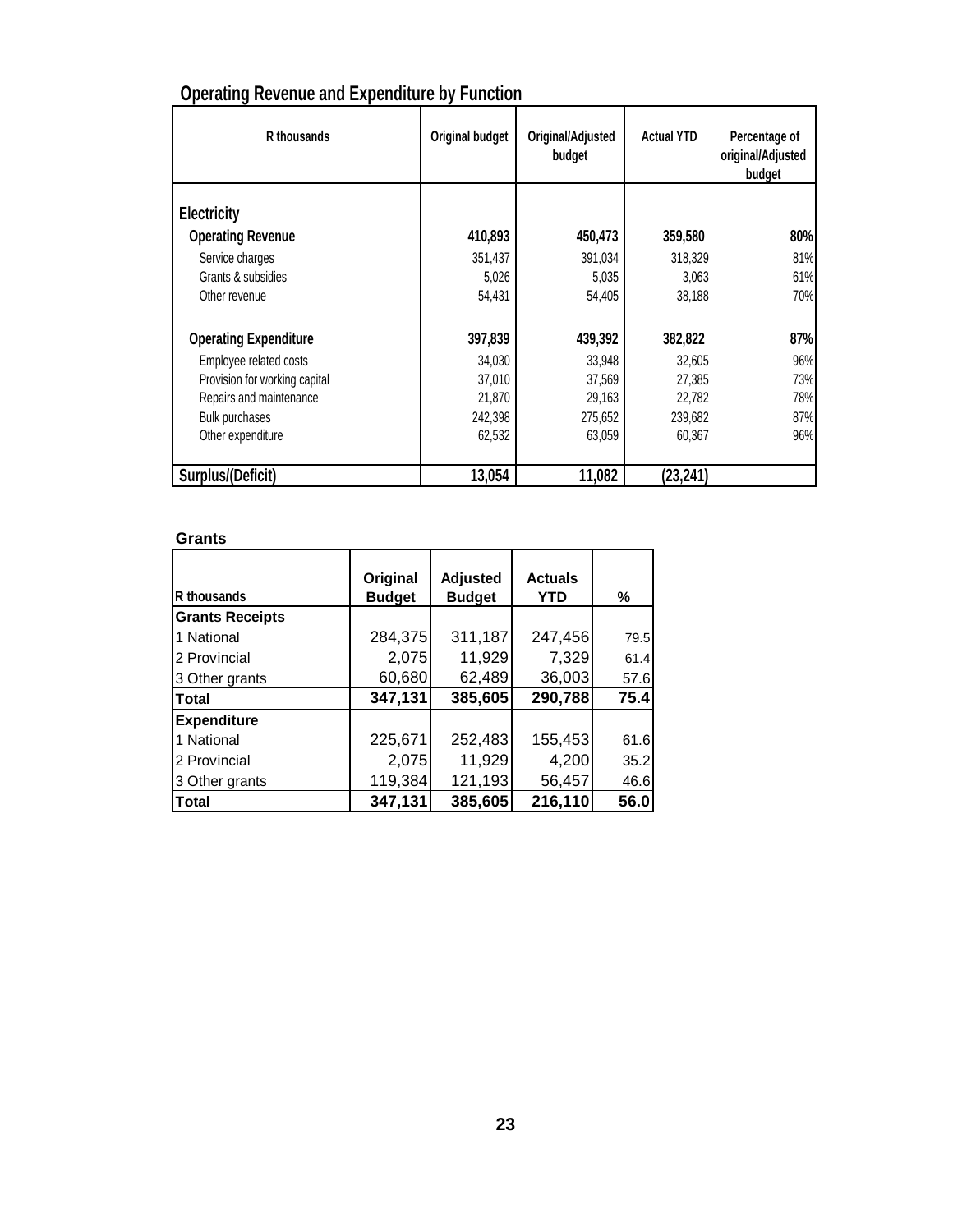## Operating Revenue and Expenditure by Function

| R thousands | Original budget | Original/Adjusted budget | Actual YTD | Percentage of original/Adjusted budget |
|---|---|---|---|---|
| **Electricity** | | | | |
| **Operating Revenue** | **410,893** | **450,473** | **359,580** | **80%** |
| Service charges | 351,437 | 391,034 | 318,329 | 81% |
| Grants & subsidies | 5,026 | 5,035 | 3,063 | 61% |
| Other revenue | 54,431 | 54,405 | 38,188 | 70% |
| **Operating Expenditure** | **397,839** | **439,392** | **382,822** | **87%** |
| Employee related costs | 34,030 | 33,948 | 32,605 | 96% |
| Provision for working capital | 37,010 | 37,569 | 27,385 | 73% |
| Repairs and maintenance | 21,870 | 29,163 | 22,782 | 78% |
| Bulk purchases | 242,398 | 275,652 | 239,682 | 87% |
| Other expenditure | 62,532 | 63,059 | 60,367 | 96% |
| **Surplus/(Deficit)** | **13,054** | **11,082** | **(23,241)** | |

### Grants

| R thousands | Original Budget | Adjusted Budget | Actuals YTD | % |
|---|---|---|---|---|
| **Grants Receipts** | | | | |
| 1 National | 284,375 | 311,187 | 247,456 | 79.5 |
| 2 Provincial | 2,075 | 11,929 | 7,329 | 61.4 |
| 3 Other grants | 60,680 | 62,489 | 36,003 | 57.6 |
| **Total** | **347,131** | **385,605** | **290,788** | **75.4** |
| **Expenditure** | | | | |
| 1 National | 225,671 | 252,483 | 155,453 | 61.6 |
| 2 Provincial | 2,075 | 11,929 | 4,200 | 35.2 |
| 3 Other grants | 119,384 | 121,193 | 56,457 | 46.6 |
| **Total** | **347,131** | **385,605** | **216,110** | **56.0** |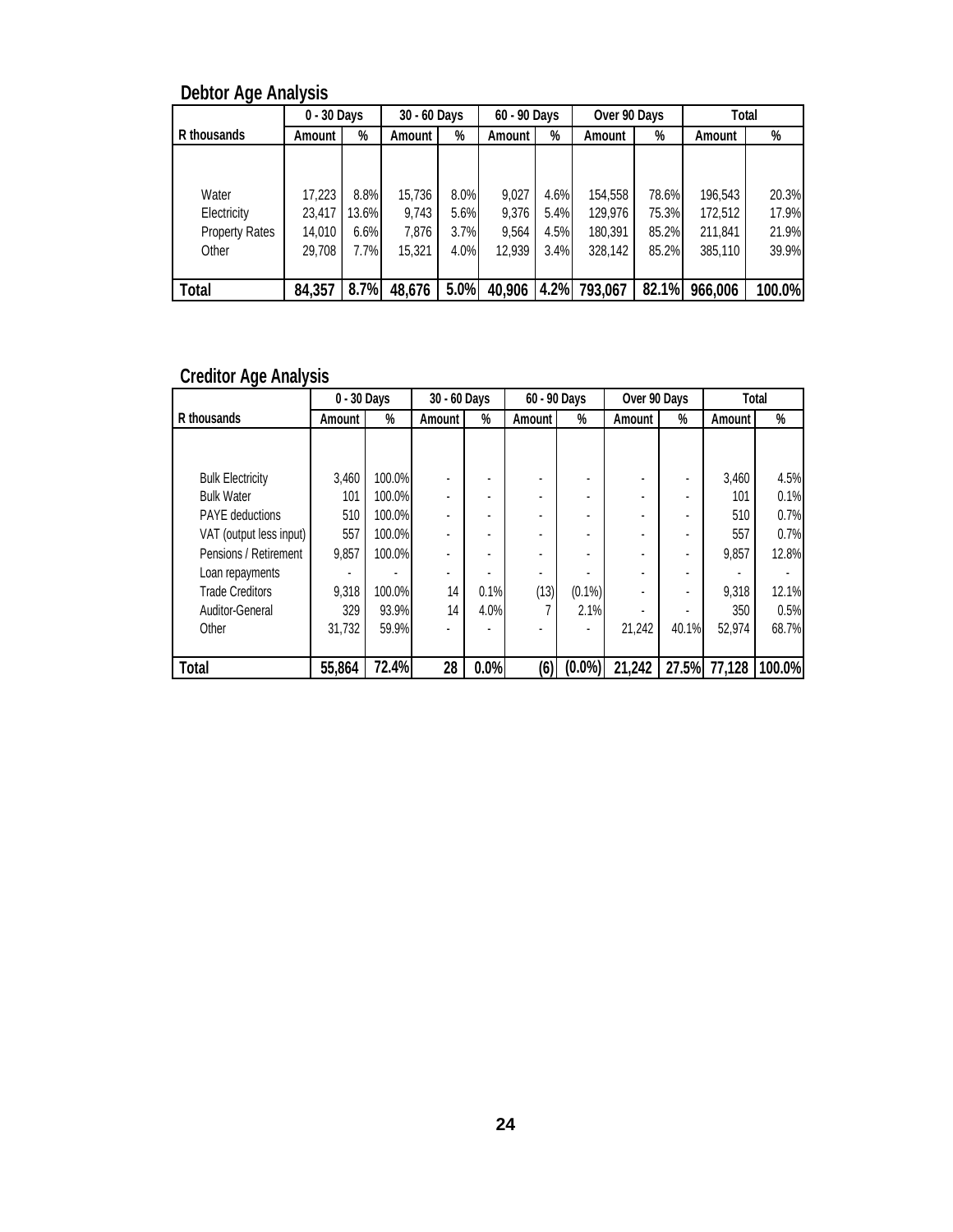## Debtor Age Analysis

| | 0 - 30 Days | | 30 - 60 Days | | 60 - 90 Days | | Over 90 Days | | Total | |
|---|---|---|---|---|---|---|---|---|---|---|
| R thousands | Amount | % | Amount | % | Amount | % | Amount | % | Amount | % |
| Water | 17,223 | 8.8% | 15,736 | 8.0% | 9,027 | 4.6% | 154,558 | 78.6% | 196,543 | 20.3% |
| Electricity | 23,417 | 13.6% | 9,743 | 5.6% | 9,376 | 5.4% | 129,976 | 75.3% | 172,512 | 17.9% |
| Property Rates | 14,010 | 6.6% | 7,876 | 3.7% | 9,564 | 4.5% | 180,391 | 85.2% | 211,841 | 21.9% |
| Other | 29,708 | 7.7% | 15,321 | 4.0% | 12,939 | 3.4% | 328,142 | 85.2% | 385,110 | 39.9% |
| **Total** | **84,357** | **8.7%** | **48,676** | **5.0%** | **40,906** | **4.2%** | **793,067** | **82.1%** | **966,006** | **100.0%** |

## Creditor Age Analysis

| | 0 - 30 Days | | 30 - 60 Days | | 60 - 90 Days | | Over 90 Days | | Total | |
|---|---|---|---|---|---|---|---|---|---|---|
| R thousands | Amount | % | Amount | % | Amount | % | Amount | % | Amount | % |
| Bulk Electricity | 3,460 | 100.0% | - | - | - | - | - | - | 3,460 | 4.5% |
| Bulk Water | 101 | 100.0% | - | - | - | - | - | - | 101 | 0.1% |
| PAYE deductions | 510 | 100.0% | - | - | - | - | - | - | 510 | 0.7% |
| VAT (output less input) | 557 | 100.0% | - | - | - | - | - | - | 557 | 0.7% |
| Pensions / Retirement | 9,857 | 100.0% | - | - | - | - | - | - | 9,857 | 12.8% |
| Loan repayments | - | - | - | - | - | - | - | - | - | - |
| Trade Creditors | 9,318 | 100.0% | 14 | 0.1% | (13) | (0.1%) | - | - | 9,318 | 12.1% |
| Auditor-General | 329 | 93.9% | 14 | 4.0% | 7 | 2.1% | - | - | 350 | 0.5% |
| Other | 31,732 | 59.9% | - | - | - | - | 21,242 | 40.1% | 52,974 | 68.7% |
| **Total** | **55,864** | **72.4%** | **28** | **0.0%** | **(6)** | **(0.0%)** | **21,242** | **27.5%** | **77,128** | **100.0%** |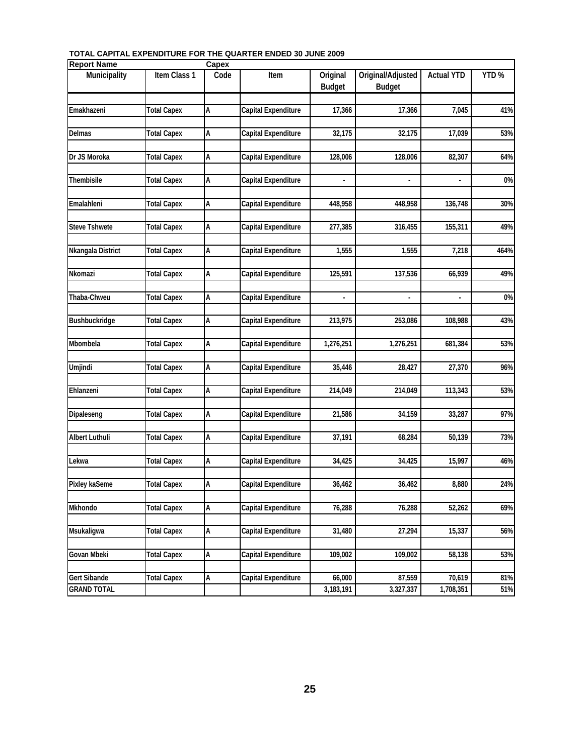**TOTAL CAPITAL EXPENDITURE FOR THE QUARTER ENDED 30 JUNE 2009**

| Report Name | | Capex | | | | | |
|---|---|---|---|---|---|---|---|
| Municipality | Item Class 1 | Code | Item | Original Budget | Original/Adjusted Budget | Actual YTD | YTD % |
| Emakhazeni | Total Capex | A | Capital Expenditure | 17,366 | 17,366 | 7,045 | 41% |
| Delmas | Total Capex | A | Capital Expenditure | 32,175 | 32,175 | 17,039 | 53% |
| Dr JS Moroka | Total Capex | A | Capital Expenditure | 128,006 | 128,006 | 82,307 | 64% |
| Thembisile | Total Capex | A | Capital Expenditure | - | - | - | 0% |
| Emalahleni | Total Capex | A | Capital Expenditure | 448,958 | 448,958 | 136,748 | 30% |
| Steve Tshwete | Total Capex | A | Capital Expenditure | 277,385 | 316,455 | 155,311 | 49% |
| Nkangala District | Total Capex | A | Capital Expenditure | 1,555 | 1,555 | 7,218 | 464% |
| Nkomazi | Total Capex | A | Capital Expenditure | 125,591 | 137,536 | 66,939 | 49% |
| Thaba-Chweu | Total Capex | A | Capital Expenditure | - | - | - | 0% |
| Bushbuckridge | Total Capex | A | Capital Expenditure | 213,975 | 253,086 | 108,988 | 43% |
| Mbombela | Total Capex | A | Capital Expenditure | 1,276,251 | 1,276,251 | 681,384 | 53% |
| Umjindi | Total Capex | A | Capital Expenditure | 35,446 | 28,427 | 27,370 | 96% |
| Ehlanzeni | Total Capex | A | Capital Expenditure | 214,049 | 214,049 | 113,343 | 53% |
| Dipaleseng | Total Capex | A | Capital Expenditure | 21,586 | 34,159 | 33,287 | 97% |
| Albert Luthuli | Total Capex | A | Capital Expenditure | 37,191 | 68,284 | 50,139 | 73% |
| Lekwa | Total Capex | A | Capital Expenditure | 34,425 | 34,425 | 15,997 | 46% |
| Pixley kaSeme | Total Capex | A | Capital Expenditure | 36,462 | 36,462 | 8,880 | 24% |
| Mkhondo | Total Capex | A | Capital Expenditure | 76,288 | 76,288 | 52,262 | 69% |
| Msukaligwa | Total Capex | A | Capital Expenditure | 31,480 | 27,294 | 15,337 | 56% |
| Govan Mbeki | Total Capex | A | Capital Expenditure | 109,002 | 109,002 | 58,138 | 53% |
| Gert Sibande | Total Capex | A | Capital Expenditure | 66,000 | 87,559 | 70,619 | 81% |
| GRAND TOTAL | | | | 3,183,191 | 3,327,337 | 1,708,351 | 51% |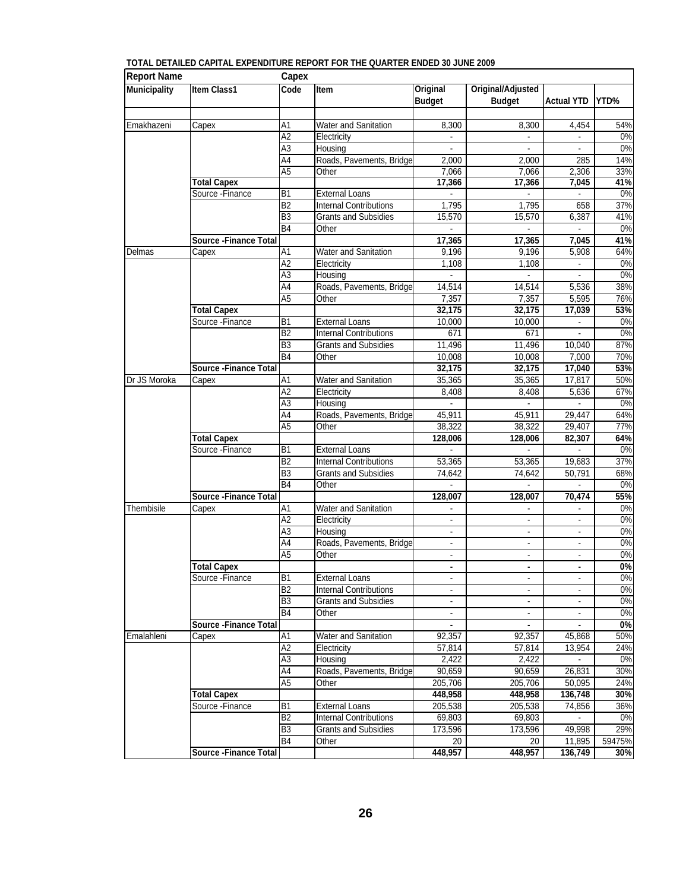**TOTAL DETAILED CAPITAL EXPENDITURE REPORT FOR THE QUARTER ENDED 30 JUNE 2009**

| Report Name | | Capex | | | | | |
|---|---|---|---|---|---|---|---|
| **Municipality** | **Item Class1** | **Code** | **Item** | **Original Budget** | **Original/Adjusted Budget** | **Actual YTD** | **YTD%** |
| | | | | | | | |
| Emakhazeni | Capex | A1 | Water and Sanitation | 8,300 | 8,300 | 4,454 | 54% |
| | | A2 | Electricity | - | - | - | 0% |
| | | A3 | Housing | - | - | - | 0% |
| | | A4 | Roads, Pavements, Bridge | 2,000 | 2,000 | 285 | 14% |
| | | A5 | Other | 7,066 | 7,066 | 2,306 | 33% |
| | **Total Capex** | | | **17,366** | **17,366** | **7,045** | **41%** |
| | Source -Finance | B1 | External Loans | - | - | - | 0% |
| | | B2 | Internal Contributions | 1,795 | 1,795 | 658 | 37% |
| | | B3 | Grants and Subsidies | 15,570 | 15,570 | 6,387 | 41% |
| | | B4 | Other | - | - | - | 0% |
| | **Source -Finance Total** | | | **17,365** | **17,365** | **7,045** | **41%** |
| Delmas | Capex | A1 | Water and Sanitation | 9,196 | 9,196 | 5,908 | 64% |
| | | A2 | Electricity | 1,108 | 1,108 | - | 0% |
| | | A3 | Housing | - | - | - | 0% |
| | | A4 | Roads, Pavements, Bridge | 14,514 | 14,514 | 5,536 | 38% |
| | | A5 | Other | 7,357 | 7,357 | 5,595 | 76% |
| | **Total Capex** | | | **32,175** | **32,175** | **17,039** | **53%** |
| | Source -Finance | B1 | External Loans | 10,000 | 10,000 | - | 0% |
| | | B2 | Internal Contributions | 671 | 671 | - | 0% |
| | | B3 | Grants and Subsidies | 11,496 | 11,496 | 10,040 | 87% |
| | | B4 | Other | 10,008 | 10,008 | 7,000 | 70% |
| | **Source -Finance Total** | | | **32,175** | **32,175** | **17,040** | **53%** |
| Dr JS Moroka | Capex | A1 | Water and Sanitation | 35,365 | 35,365 | 17,817 | 50% |
| | | A2 | Electricity | 8,408 | 8,408 | 5,636 | 67% |
| | | A3 | Housing | - | - | - | 0% |
| | | A4 | Roads, Pavements, Bridge | 45,911 | 45,911 | 29,447 | 64% |
| | | A5 | Other | 38,322 | 38,322 | 29,407 | 77% |
| | **Total Capex** | | | **128,006** | **128,006** | **82,307** | **64%** |
| | Source -Finance | B1 | External Loans | - | - | - | 0% |
| | | B2 | Internal Contributions | 53,365 | 53,365 | 19,683 | 37% |
| | | B3 | Grants and Subsidies | 74,642 | 74,642 | 50,791 | 68% |
| | | B4 | Other | - | - | - | 0% |
| | **Source -Finance Total** | | | **128,007** | **128,007** | **70,474** | **55%** |
| Thembisile | Capex | A1 | Water and Sanitation | - | - | - | 0% |
| | | A2 | Electricity | - | - | - | 0% |
| | | A3 | Housing | - | - | - | 0% |
| | | A4 | Roads, Pavements, Bridge | - | - | - | 0% |
| | | A5 | Other | - | - | - | 0% |
| | **Total Capex** | | | **-** | **-** | **-** | **0%** |
| | Source -Finance | B1 | External Loans | - | - | - | 0% |
| | | B2 | Internal Contributions | - | - | - | 0% |
| | | B3 | Grants and Subsidies | - | - | - | 0% |
| | | B4 | Other | - | - | - | 0% |
| | **Source -Finance Total** | | | **-** | **-** | **-** | **0%** |
| Emalahleni | Capex | A1 | Water and Sanitation | 92,357 | 92,357 | 45,868 | 50% |
| | | A2 | Electricity | 57,814 | 57,814 | 13,954 | 24% |
| | | A3 | Housing | 2,422 | 2,422 | - | 0% |
| | | A4 | Roads, Pavements, Bridge | 90,659 | 90,659 | 26,831 | 30% |
| | | A5 | Other | 205,706 | 205,706 | 50,095 | 24% |
| | **Total Capex** | | | **448,958** | **448,958** | **136,748** | **30%** |
| | Source -Finance | B1 | External Loans | 205,538 | 205,538 | 74,856 | 36% |
| | | B2 | Internal Contributions | 69,803 | 69,803 | - | 0% |
| | | B3 | Grants and Subsidies | 173,596 | 173,596 | 49,998 | 29% |
| | | B4 | Other | 20 | 20 | 11,895 | 59475% |
| | **Source -Finance Total** | | | **448,957** | **448,957** | **136,749** | **30%** |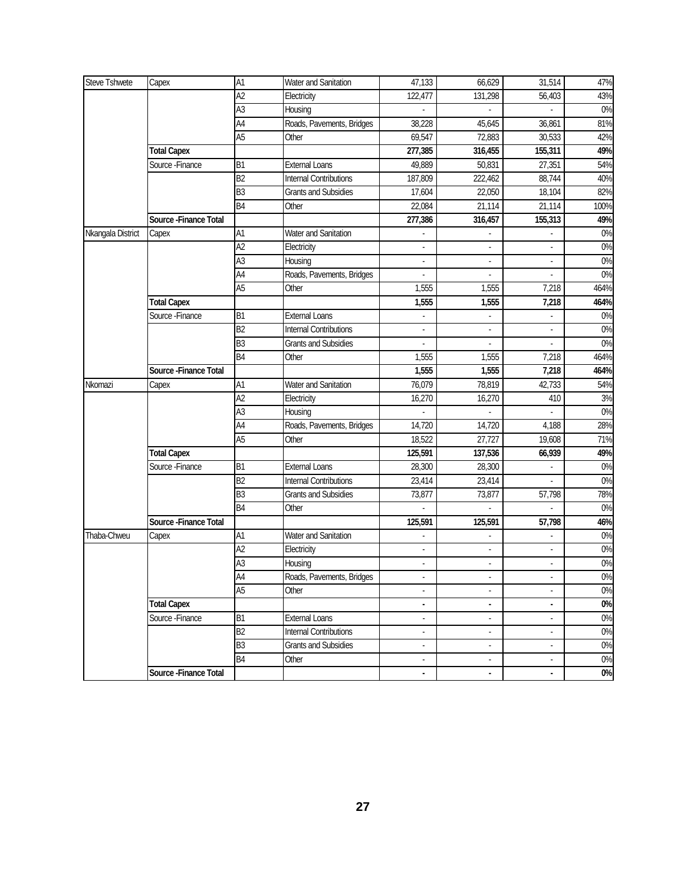| Steve Tshwete | Capex | A1 | Water and Sanitation | 47,133 | 66,629 | 31,514 | 47% |
|---|---|---|---|---|---|---|---|
| | | A2 | Electricity | 122,477 | 131,298 | 56,403 | 43% |
| | | A3 | Housing | - | - | - | 0% |
| | | A4 | Roads, Pavements, Bridges | 38,228 | 45,645 | 36,861 | 81% |
| | | A5 | Other | 69,547 | 72,883 | 30,533 | 42% |
| | **Total Capex** | | | **277,385** | **316,455** | **155,311** | **49%** |
| | Source -Finance | B1 | External Loans | 49,889 | 50,831 | 27,351 | 54% |
| | | B2 | Internal Contributions | 187,809 | 222,462 | 88,744 | 40% |
| | | B3 | Grants and Subsidies | 17,604 | 22,050 | 18,104 | 82% |
| | | B4 | Other | 22,084 | 21,114 | 21,114 | 100% |
| | **Source -Finance Total** | | | **277,386** | **316,457** | **155,313** | **49%** |
| Nkangala District | Capex | A1 | Water and Sanitation | - | - | - | 0% |
| | | A2 | Electricity | - | - | - | 0% |
| | | A3 | Housing | - | - | - | 0% |
| | | A4 | Roads, Pavements, Bridges | - | - | - | 0% |
| | | A5 | Other | 1,555 | 1,555 | 7,218 | 464% |
| | **Total Capex** | | | **1,555** | **1,555** | **7,218** | **464%** |
| | Source -Finance | B1 | External Loans | - | - | - | 0% |
| | | B2 | Internal Contributions | - | - | - | 0% |
| | | B3 | Grants and Subsidies | - | - | - | 0% |
| | | B4 | Other | 1,555 | 1,555 | 7,218 | 464% |
| | **Source -Finance Total** | | | **1,555** | **1,555** | **7,218** | **464%** |
| Nkomazi | Capex | A1 | Water and Sanitation | 76,079 | 78,819 | 42,733 | 54% |
| | | A2 | Electricity | 16,270 | 16,270 | 410 | 3% |
| | | A3 | Housing | - | - | - | 0% |
| | | A4 | Roads, Pavements, Bridges | 14,720 | 14,720 | 4,188 | 28% |
| | | A5 | Other | 18,522 | 27,727 | 19,608 | 71% |
| | **Total Capex** | | | **125,591** | **137,536** | **66,939** | **49%** |
| | Source -Finance | B1 | External Loans | 28,300 | 28,300 | - | 0% |
| | | B2 | Internal Contributions | 23,414 | 23,414 | - | 0% |
| | | B3 | Grants and Subsidies | 73,877 | 73,877 | 57,798 | 78% |
| | | B4 | Other | - | - | - | 0% |
| | **Source -Finance Total** | | | **125,591** | **125,591** | **57,798** | **46%** |
| Thaba-Chweu | Capex | A1 | Water and Sanitation | - | - | - | 0% |
| | | A2 | Electricity | - | - | - | 0% |
| | | A3 | Housing | - | - | - | 0% |
| | | A4 | Roads, Pavements, Bridges | - | - | - | 0% |
| | | A5 | Other | - | - | - | 0% |
| | **Total Capex** | | | **-** | **-** | **-** | **0%** |
| | Source -Finance | B1 | External Loans | - | - | - | 0% |
| | | B2 | Internal Contributions | - | - | - | 0% |
| | | B3 | Grants and Subsidies | - | - | - | 0% |
| | | B4 | Other | - | - | - | 0% |
| | **Source -Finance Total** | | | **-** | **-** | **-** | **0%** |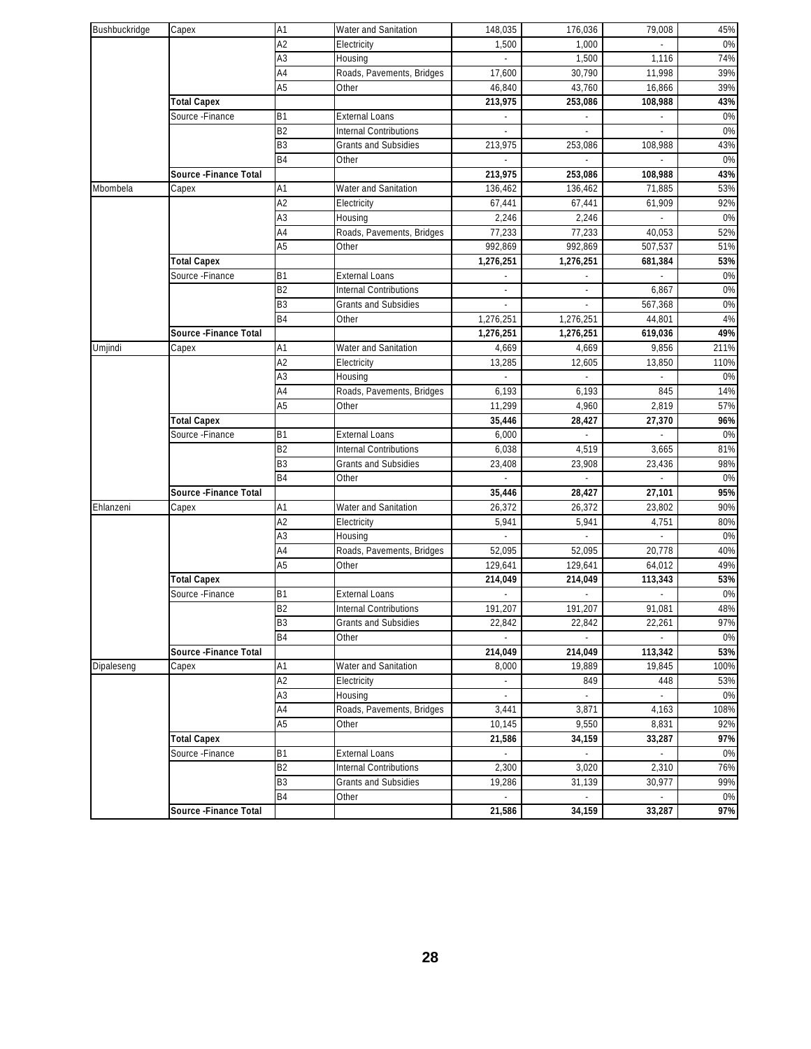| | | | | | | | |
|---|---|---|---|---|---|---|---|
| Bushbuckridge | Capex | A1 | Water and Sanitation | 148,035 | 176,036 | 79,008 | 45% |
| | | A2 | Electricity | 1,500 | 1,000 | - | 0% |
| | | A3 | Housing | - | 1,500 | 1,116 | 74% |
| | | A4 | Roads, Pavements, Bridges | 17,600 | 30,790 | 11,998 | 39% |
| | | A5 | Other | 46,840 | 43,760 | 16,866 | 39% |
| | **Total Capex** | | | **213,975** | **253,086** | **108,988** | **43%** |
| | Source -Finance | B1 | External Loans | - | - | - | 0% |
| | | B2 | Internal Contributions | - | - | - | 0% |
| | | B3 | Grants and Subsidies | 213,975 | 253,086 | 108,988 | 43% |
| | | B4 | Other | - | - | - | 0% |
| | **Source -Finance Total** | | | **213,975** | **253,086** | **108,988** | **43%** |
| Mbombela | Capex | A1 | Water and Sanitation | 136,462 | 136,462 | 71,885 | 53% |
| | | A2 | Electricity | 67,441 | 67,441 | 61,909 | 92% |
| | | A3 | Housing | 2,246 | 2,246 | - | 0% |
| | | A4 | Roads, Pavements, Bridges | 77,233 | 77,233 | 40,053 | 52% |
| | | A5 | Other | 992,869 | 992,869 | 507,537 | 51% |
| | **Total Capex** | | | **1,276,251** | **1,276,251** | **681,384** | **53%** |
| | Source -Finance | B1 | External Loans | - | - | - | 0% |
| | | B2 | Internal Contributions | - | - | 6,867 | 0% |
| | | B3 | Grants and Subsidies | - | - | 567,368 | 0% |
| | | B4 | Other | 1,276,251 | 1,276,251 | 44,801 | 4% |
| | **Source -Finance Total** | | | **1,276,251** | **1,276,251** | **619,036** | **49%** |
| Umjindi | Capex | A1 | Water and Sanitation | 4,669 | 4,669 | 9,856 | 211% |
| | | A2 | Electricity | 13,285 | 12,605 | 13,850 | 110% |
| | | A3 | Housing | - | - | - | 0% |
| | | A4 | Roads, Pavements, Bridges | 6,193 | 6,193 | 845 | 14% |
| | | A5 | Other | 11,299 | 4,960 | 2,819 | 57% |
| | **Total Capex** | | | **35,446** | **28,427** | **27,370** | **96%** |
| | Source -Finance | B1 | External Loans | 6,000 | - | - | 0% |
| | | B2 | Internal Contributions | 6,038 | 4,519 | 3,665 | 81% |
| | | B3 | Grants and Subsidies | 23,408 | 23,908 | 23,436 | 98% |
| | | B4 | Other | - | - | - | 0% |
| | **Source -Finance Total** | | | **35,446** | **28,427** | **27,101** | **95%** |
| Ehlanzeni | Capex | A1 | Water and Sanitation | 26,372 | 26,372 | 23,802 | 90% |
| | | A2 | Electricity | 5,941 | 5,941 | 4,751 | 80% |
| | | A3 | Housing | - | - | - | 0% |
| | | A4 | Roads, Pavements, Bridges | 52,095 | 52,095 | 20,778 | 40% |
| | | A5 | Other | 129,641 | 129,641 | 64,012 | 49% |
| | **Total Capex** | | | **214,049** | **214,049** | **113,343** | **53%** |
| | Source -Finance | B1 | External Loans | - | - | - | 0% |
| | | B2 | Internal Contributions | 191,207 | 191,207 | 91,081 | 48% |
| | | B3 | Grants and Subsidies | 22,842 | 22,842 | 22,261 | 97% |
| | | B4 | Other | - | - | - | 0% |
| | **Source -Finance Total** | | | **214,049** | **214,049** | **113,342** | **53%** |
| Dipaleseng | Capex | A1 | Water and Sanitation | 8,000 | 19,889 | 19,845 | 100% |
| | | A2 | Electricity | - | 849 | 448 | 53% |
| | | A3 | Housing | - | - | - | 0% |
| | | A4 | Roads, Pavements, Bridges | 3,441 | 3,871 | 4,163 | 108% |
| | | A5 | Other | 10,145 | 9,550 | 8,831 | 92% |
| | **Total Capex** | | | **21,586** | **34,159** | **33,287** | **97%** |
| | Source -Finance | B1 | External Loans | - | - | - | 0% |
| | | B2 | Internal Contributions | 2,300 | 3,020 | 2,310 | 76% |
| | | B3 | Grants and Subsidies | 19,286 | 31,139 | 30,977 | 99% |
| | | B4 | Other | - | - | - | 0% |
| | **Source -Finance Total** | | | **21,586** | **34,159** | **33,287** | **97%** |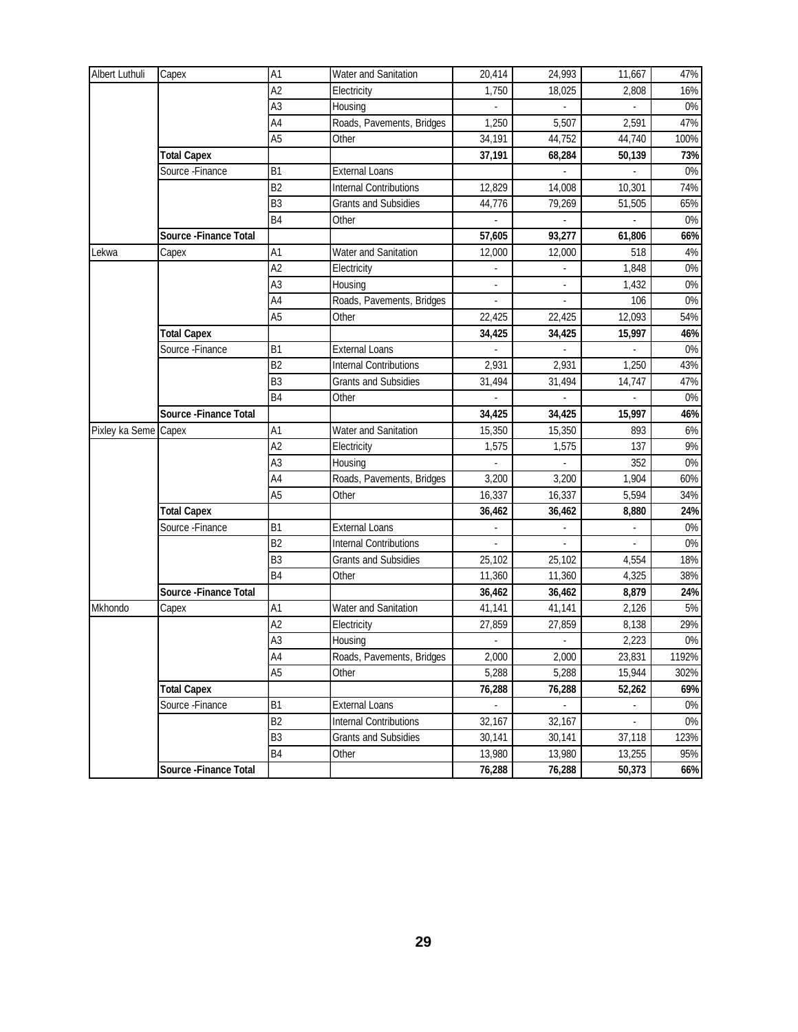| | | | | | | | |
|---|---|---|---|---|---|---|---|
| Albert Luthuli | Capex | A1 | Water and Sanitation | 20,414 | 24,993 | 11,667 | 47% |
| | | A2 | Electricity | 1,750 | 18,025 | 2,808 | 16% |
| | | A3 | Housing | - | - | - | 0% |
| | | A4 | Roads, Pavements, Bridges | 1,250 | 5,507 | 2,591 | 47% |
| | | A5 | Other | 34,191 | 44,752 | 44,740 | 100% |
| | **Total Capex** | | | **37,191** | **68,284** | **50,139** | **73%** |
| | Source -Finance | B1 | External Loans | | - | - | 0% |
| | | B2 | Internal Contributions | 12,829 | 14,008 | 10,301 | 74% |
| | | B3 | Grants and Subsidies | 44,776 | 79,269 | 51,505 | 65% |
| | | B4 | Other | - | - | - | 0% |
| | **Source -Finance Total** | | | **57,605** | **93,277** | **61,806** | **66%** |
| Lekwa | Capex | A1 | Water and Sanitation | 12,000 | 12,000 | 518 | 4% |
| | | A2 | Electricity | - | - | 1,848 | 0% |
| | | A3 | Housing | - | - | 1,432 | 0% |
| | | A4 | Roads, Pavements, Bridges | - | - | 106 | 0% |
| | | A5 | Other | 22,425 | 22,425 | 12,093 | 54% |
| | **Total Capex** | | | **34,425** | **34,425** | **15,997** | **46%** |
| | Source -Finance | B1 | External Loans | - | - | - | 0% |
| | | B2 | Internal Contributions | 2,931 | 2,931 | 1,250 | 43% |
| | | B3 | Grants and Subsidies | 31,494 | 31,494 | 14,747 | 47% |
| | | B4 | Other | - | - | - | 0% |
| | **Source -Finance Total** | | | **34,425** | **34,425** | **15,997** | **46%** |
| Pixley ka Seme | Capex | A1 | Water and Sanitation | 15,350 | 15,350 | 893 | 6% |
| | | A2 | Electricity | 1,575 | 1,575 | 137 | 9% |
| | | A3 | Housing | - | - | 352 | 0% |
| | | A4 | Roads, Pavements, Bridges | 3,200 | 3,200 | 1,904 | 60% |
| | | A5 | Other | 16,337 | 16,337 | 5,594 | 34% |
| | **Total Capex** | | | **36,462** | **36,462** | **8,880** | **24%** |
| | Source -Finance | B1 | External Loans | - | - | - | 0% |
| | | B2 | Internal Contributions | - | - | - | 0% |
| | | B3 | Grants and Subsidies | 25,102 | 25,102 | 4,554 | 18% |
| | | B4 | Other | 11,360 | 11,360 | 4,325 | 38% |
| | **Source -Finance Total** | | | **36,462** | **36,462** | **8,879** | **24%** |
| Mkhondo | Capex | A1 | Water and Sanitation | 41,141 | 41,141 | 2,126 | 5% |
| | | A2 | Electricity | 27,859 | 27,859 | 8,138 | 29% |
| | | A3 | Housing | - | - | 2,223 | 0% |
| | | A4 | Roads, Pavements, Bridges | 2,000 | 2,000 | 23,831 | 1192% |
| | | A5 | Other | 5,288 | 5,288 | 15,944 | 302% |
| | **Total Capex** | | | **76,288** | **76,288** | **52,262** | **69%** |
| | Source -Finance | B1 | External Loans | - | - | - | 0% |
| | | B2 | Internal Contributions | 32,167 | 32,167 | - | 0% |
| | | B3 | Grants and Subsidies | 30,141 | 30,141 | 37,118 | 123% |
| | | B4 | Other | 13,980 | 13,980 | 13,255 | 95% |
| | **Source -Finance Total** | | | **76,288** | **76,288** | **50,373** | **66%** |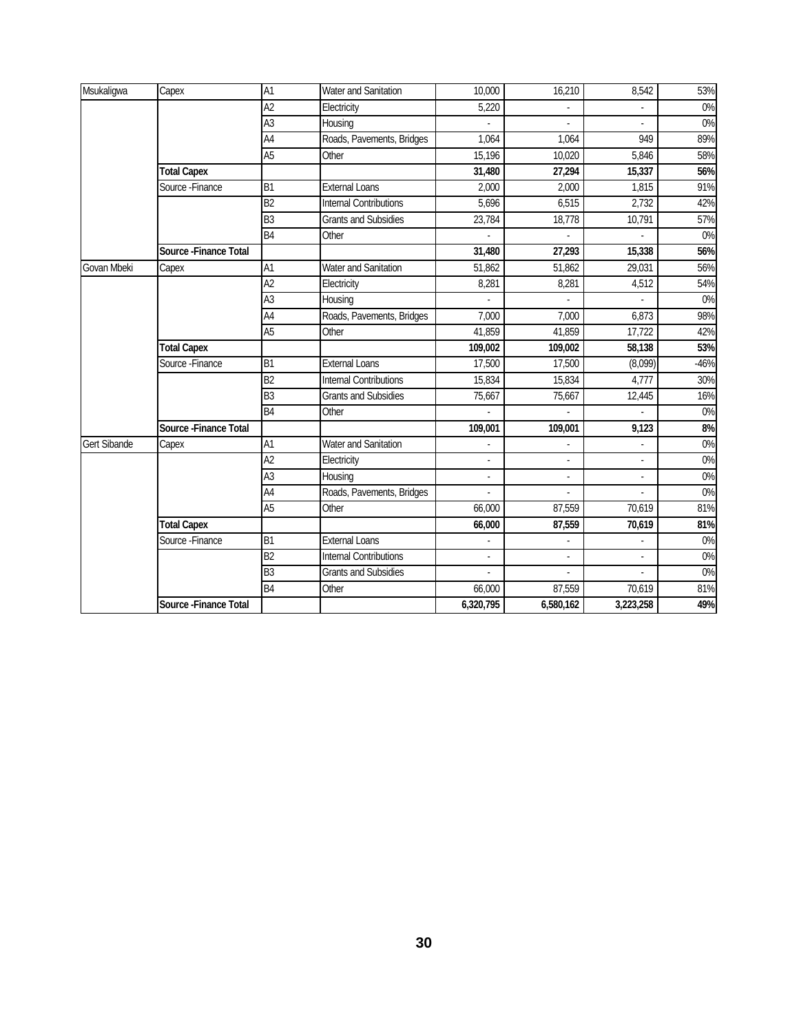| | | | | | | | |
|---|---|---|---|---|---|---|---|
| Msukaligwa | Capex | A1 | Water and Sanitation | 10,000 | 16,210 | 8,542 | 53% |
| | | A2 | Electricity | 5,220 | - | - | 0% |
| | | A3 | Housing | - | - | - | 0% |
| | | A4 | Roads, Pavements, Bridges | 1,064 | 1,064 | 949 | 89% |
| | | A5 | Other | 15,196 | 10,020 | 5,846 | 58% |
| | **Total Capex** | | | **31,480** | **27,294** | **15,337** | **56%** |
| | Source -Finance | B1 | External Loans | 2,000 | 2,000 | 1,815 | 91% |
| | | B2 | Internal Contributions | 5,696 | 6,515 | 2,732 | 42% |
| | | B3 | Grants and Subsidies | 23,784 | 18,778 | 10,791 | 57% |
| | | B4 | Other | - | - | - | 0% |
| | **Source -Finance Total** | | | **31,480** | **27,293** | **15,338** | **56%** |
| Govan Mbeki | Capex | A1 | Water and Sanitation | 51,862 | 51,862 | 29,031 | 56% |
| | | A2 | Electricity | 8,281 | 8,281 | 4,512 | 54% |
| | | A3 | Housing | - | - | - | 0% |
| | | A4 | Roads, Pavements, Bridges | 7,000 | 7,000 | 6,873 | 98% |
| | | A5 | Other | 41,859 | 41,859 | 17,722 | 42% |
| | **Total Capex** | | | **109,002** | **109,002** | **58,138** | **53%** |
| | Source -Finance | B1 | External Loans | 17,500 | 17,500 | (8,099) | -46% |
| | | B2 | Internal Contributions | 15,834 | 15,834 | 4,777 | 30% |
| | | B3 | Grants and Subsidies | 75,667 | 75,667 | 12,445 | 16% |
| | | B4 | Other | - | - | - | 0% |
| | **Source -Finance Total** | | | **109,001** | **109,001** | **9,123** | **8%** |
| Gert Sibande | Capex | A1 | Water and Sanitation | - | - | - | 0% |
| | | A2 | Electricity | - | - | - | 0% |
| | | A3 | Housing | - | - | - | 0% |
| | | A4 | Roads, Pavements, Bridges | - | - | - | 0% |
| | | A5 | Other | 66,000 | 87,559 | 70,619 | 81% |
| | **Total Capex** | | | **66,000** | **87,559** | **70,619** | **81%** |
| | Source -Finance | B1 | External Loans | - | - | - | 0% |
| | | B2 | Internal Contributions | - | - | - | 0% |
| | | B3 | Grants and Subsidies | - | - | - | 0% |
| | | B4 | Other | 66,000 | 87,559 | 70,619 | 81% |
| | **Source -Finance Total** | | | **6,320,795** | **6,580,162** | **3,223,258** | **49%** |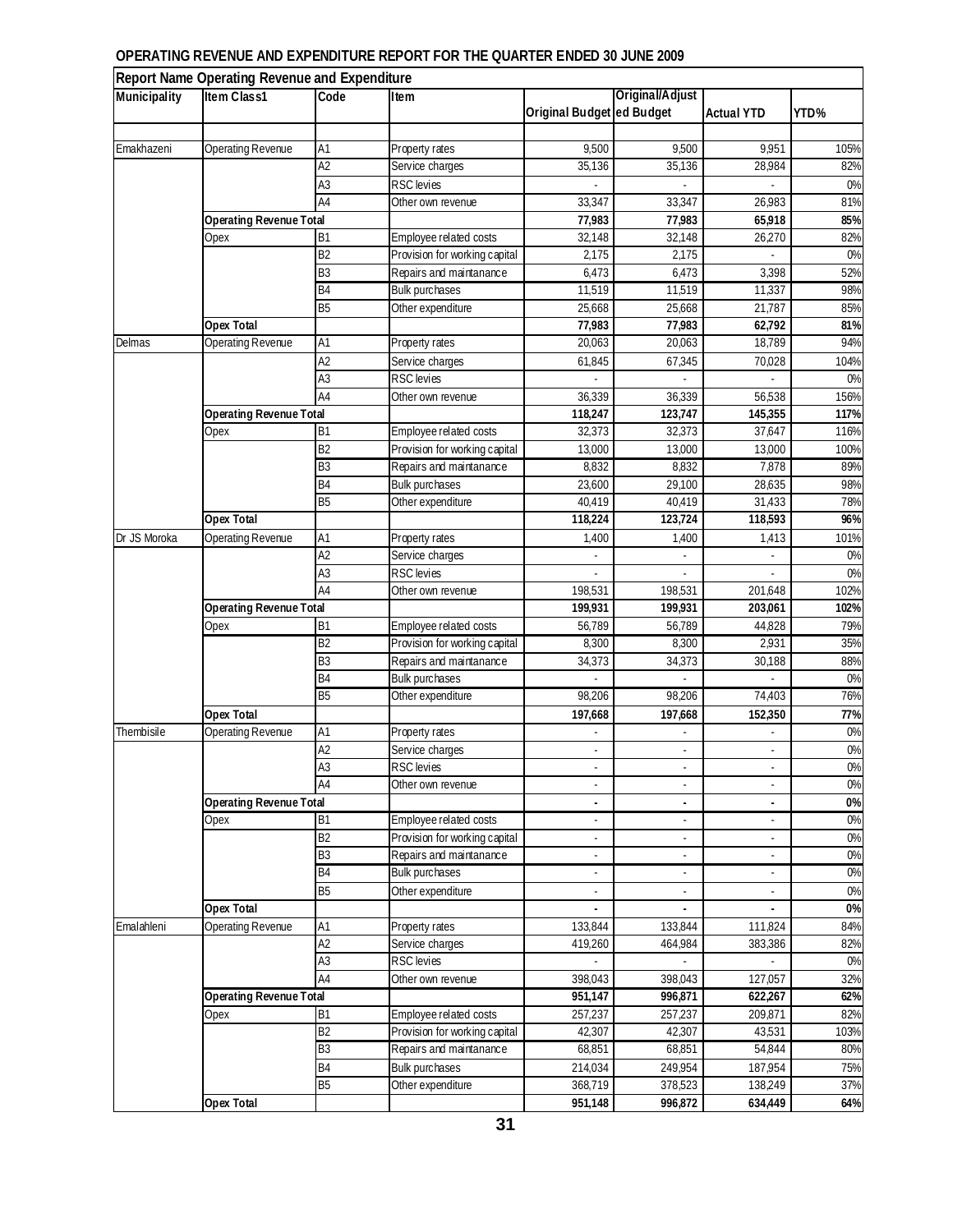**OPERATING REVENUE AND EXPENDITURE REPORT FOR THE QUARTER ENDED 30 JUNE 2009**

| Report Name Operating Revenue and Expenditure | | | | | | | |
|---|---|---|---|---|---|---|---|
| **Municipality** | **Item Class1** | **Code** | **Item** | **Original Budget** | **Original/Adjusted Budget** | **Actual YTD** | **YTD%** |
| Emakhazeni | Operating Revenue | A1 | Property rates | 9,500 | 9,500 | 9,951 | 105% |
| | | A2 | Service charges | 35,136 | 35,136 | 28,984 | 82% |
| | | A3 | RSC levies | - | - | - | 0% |
| | | A4 | Other own revenue | 33,347 | 33,347 | 26,983 | 81% |
| | **Operating Revenue Total** | | | **77,983** | **77,983** | **65,918** | **85%** |
| | Opex | B1 | Employee related costs | 32,148 | 32,148 | 26,270 | 82% |
| | | B2 | Provision for working capital | 2,175 | 2,175 | - | 0% |
| | | B3 | Repairs and maintanance | 6,473 | 6,473 | 3,398 | 52% |
| | | B4 | Bulk purchases | 11,519 | 11,519 | 11,337 | 98% |
| | | B5 | Other expenditure | 25,668 | 25,668 | 21,787 | 85% |
| | **Opex Total** | | | **77,983** | **77,983** | **62,792** | **81%** |
| Delmas | Operating Revenue | A1 | Property rates | 20,063 | 20,063 | 18,789 | 94% |
| | | A2 | Service charges | 61,845 | 67,345 | 70,028 | 104% |
| | | A3 | RSC levies | - | - | - | 0% |
| | | A4 | Other own revenue | 36,339 | 36,339 | 56,538 | 156% |
| | **Operating Revenue Total** | | | **118,247** | **123,747** | **145,355** | **117%** |
| | Opex | B1 | Employee related costs | 32,373 | 32,373 | 37,647 | 116% |
| | | B2 | Provision for working capital | 13,000 | 13,000 | 13,000 | 100% |
| | | B3 | Repairs and maintanance | 8,832 | 8,832 | 7,878 | 89% |
| | | B4 | Bulk purchases | 23,600 | 29,100 | 28,635 | 98% |
| | | B5 | Other expenditure | 40,419 | 40,419 | 31,433 | 78% |
| | **Opex Total** | | | **118,224** | **123,724** | **118,593** | **96%** |
| Dr JS Moroka | Operating Revenue | A1 | Property rates | 1,400 | 1,400 | 1,413 | 101% |
| | | A2 | Service charges | - | - | - | 0% |
| | | A3 | RSC levies | - | - | - | 0% |
| | | A4 | Other own revenue | 198,531 | 198,531 | 201,648 | 102% |
| | **Operating Revenue Total** | | | **199,931** | **199,931** | **203,061** | **102%** |
| | Opex | B1 | Employee related costs | 56,789 | 56,789 | 44,828 | 79% |
| | | B2 | Provision for working capital | 8,300 | 8,300 | 2,931 | 35% |
| | | B3 | Repairs and maintanance | 34,373 | 34,373 | 30,188 | 88% |
| | | B4 | Bulk purchases | - | - | - | 0% |
| | | B5 | Other expenditure | 98,206 | 98,206 | 74,403 | 76% |
| | **Opex Total** | | | **197,668** | **197,668** | **152,350** | **77%** |
| Thembisile | Operating Revenue | A1 | Property rates | - | - | - | 0% |
| | | A2 | Service charges | - | - | - | 0% |
| | | A3 | RSC levies | - | - | - | 0% |
| | | A4 | Other own revenue | - | - | - | 0% |
| | **Operating Revenue Total** | | | **-** | **-** | **-** | **0%** |
| | Opex | B1 | Employee related costs | - | - | - | 0% |
| | | B2 | Provision for working capital | - | - | - | 0% |
| | | B3 | Repairs and maintanance | - | - | - | 0% |
| | | B4 | Bulk purchases | - | - | - | 0% |
| | | B5 | Other expenditure | - | - | - | 0% |
| | **Opex Total** | | | **-** | **-** | **-** | **0%** |
| Emalahleni | Operating Revenue | A1 | Property rates | 133,844 | 133,844 | 111,824 | 84% |
| | | A2 | Service charges | 419,260 | 464,984 | 383,386 | 82% |
| | | A3 | RSC levies | - | - | - | 0% |
| | | A4 | Other own revenue | 398,043 | 398,043 | 127,057 | 32% |
| | **Operating Revenue Total** | | | **951,147** | **996,871** | **622,267** | **62%** |
| | Opex | B1 | Employee related costs | 257,237 | 257,237 | 209,871 | 82% |
| | | B2 | Provision for working capital | 42,307 | 42,307 | 43,531 | 103% |
| | | B3 | Repairs and maintanance | 68,851 | 68,851 | 54,844 | 80% |
| | | B4 | Bulk purchases | 214,034 | 249,954 | 187,954 | 75% |
| | | B5 | Other expenditure | 368,719 | 378,523 | 138,249 | 37% |
| | **Opex Total** | | | **951,148** | **996,872** | **634,449** | **64%** |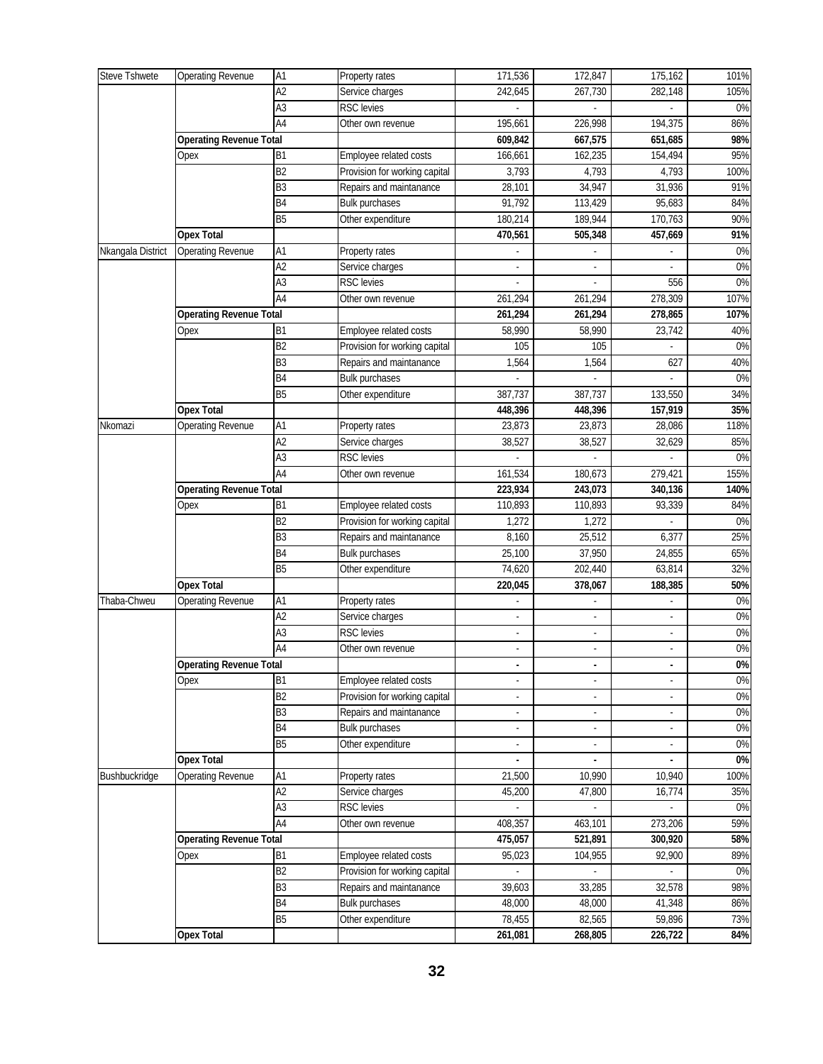| | | | | | | | |
|---|---|---|---|---|---|---|---|
| Steve Tshwete | Operating Revenue | A1 | Property rates | 171,536 | 172,847 | 175,162 | 101% |
| | | A2 | Service charges | 242,645 | 267,730 | 282,148 | 105% |
| | | A3 | RSC levies | - | - | - | 0% |
| | | A4 | Other own revenue | 195,661 | 226,998 | 194,375 | 86% |
| | **Operating Revenue Total** | | | **609,842** | **667,575** | **651,685** | **98%** |
| | Opex | B1 | Employee related costs | 166,661 | 162,235 | 154,494 | 95% |
| | | B2 | Provision for working capital | 3,793 | 4,793 | 4,793 | 100% |
| | | B3 | Repairs and maintanance | 28,101 | 34,947 | 31,936 | 91% |
| | | B4 | Bulk purchases | 91,792 | 113,429 | 95,683 | 84% |
| | | B5 | Other expenditure | 180,214 | 189,944 | 170,763 | 90% |
| | **Opex Total** | | | **470,561** | **505,348** | **457,669** | **91%** |
| Nkangala District | Operating Revenue | A1 | Property rates | - | - | - | 0% |
| | | A2 | Service charges | - | - | - | 0% |
| | | A3 | RSC levies | - | - | 556 | 0% |
| | | A4 | Other own revenue | 261,294 | 261,294 | 278,309 | 107% |
| | **Operating Revenue Total** | | | **261,294** | **261,294** | **278,865** | **107%** |
| | Opex | B1 | Employee related costs | 58,990 | 58,990 | 23,742 | 40% |
| | | B2 | Provision for working capital | 105 | 105 | - | 0% |
| | | B3 | Repairs and maintanance | 1,564 | 1,564 | 627 | 40% |
| | | B4 | Bulk purchases | - | - | - | 0% |
| | | B5 | Other expenditure | 387,737 | 387,737 | 133,550 | 34% |
| | **Opex Total** | | | **448,396** | **448,396** | **157,919** | **35%** |
| Nkomazi | Operating Revenue | A1 | Property rates | 23,873 | 23,873 | 28,086 | 118% |
| | | A2 | Service charges | 38,527 | 38,527 | 32,629 | 85% |
| | | A3 | RSC levies | - | - | - | 0% |
| | | A4 | Other own revenue | 161,534 | 180,673 | 279,421 | 155% |
| | **Operating Revenue Total** | | | **223,934** | **243,073** | **340,136** | **140%** |
| | Opex | B1 | Employee related costs | 110,893 | 110,893 | 93,339 | 84% |
| | | B2 | Provision for working capital | 1,272 | 1,272 | - | 0% |
| | | B3 | Repairs and maintanance | 8,160 | 25,512 | 6,377 | 25% |
| | | B4 | Bulk purchases | 25,100 | 37,950 | 24,855 | 65% |
| | | B5 | Other expenditure | 74,620 | 202,440 | 63,814 | 32% |
| | **Opex Total** | | | **220,045** | **378,067** | **188,385** | **50%** |
| Thaba-Chweu | Operating Revenue | A1 | Property rates | - | - | - | 0% |
| | | A2 | Service charges | - | - | - | 0% |
| | | A3 | RSC levies | - | - | - | 0% |
| | | A4 | Other own revenue | - | - | - | 0% |
| | **Operating Revenue Total** | | | **-** | **-** | **-** | **0%** |
| | Opex | B1 | Employee related costs | - | - | - | 0% |
| | | B2 | Provision for working capital | - | - | - | 0% |
| | | B3 | Repairs and maintanance | - | - | - | 0% |
| | | B4 | Bulk purchases | - | - | - | 0% |
| | | B5 | Other expenditure | - | - | - | 0% |
| | **Opex Total** | | | **-** | **-** | **-** | **0%** |
| Bushbuckridge | Operating Revenue | A1 | Property rates | 21,500 | 10,990 | 10,940 | 100% |
| | | A2 | Service charges | 45,200 | 47,800 | 16,774 | 35% |
| | | A3 | RSC levies | - | - | - | 0% |
| | | A4 | Other own revenue | 408,357 | 463,101 | 273,206 | 59% |
| | **Operating Revenue Total** | | | **475,057** | **521,891** | **300,920** | **58%** |
| | Opex | B1 | Employee related costs | 95,023 | 104,955 | 92,900 | 89% |
| | | B2 | Provision for working capital | - | - | - | 0% |
| | | B3 | Repairs and maintanance | 39,603 | 33,285 | 32,578 | 98% |
| | | B4 | Bulk purchases | 48,000 | 48,000 | 41,348 | 86% |
| | | B5 | Other expenditure | 78,455 | 82,565 | 59,896 | 73% |
| | **Opex Total** | | | **261,081** | **268,805** | **226,722** | **84%** |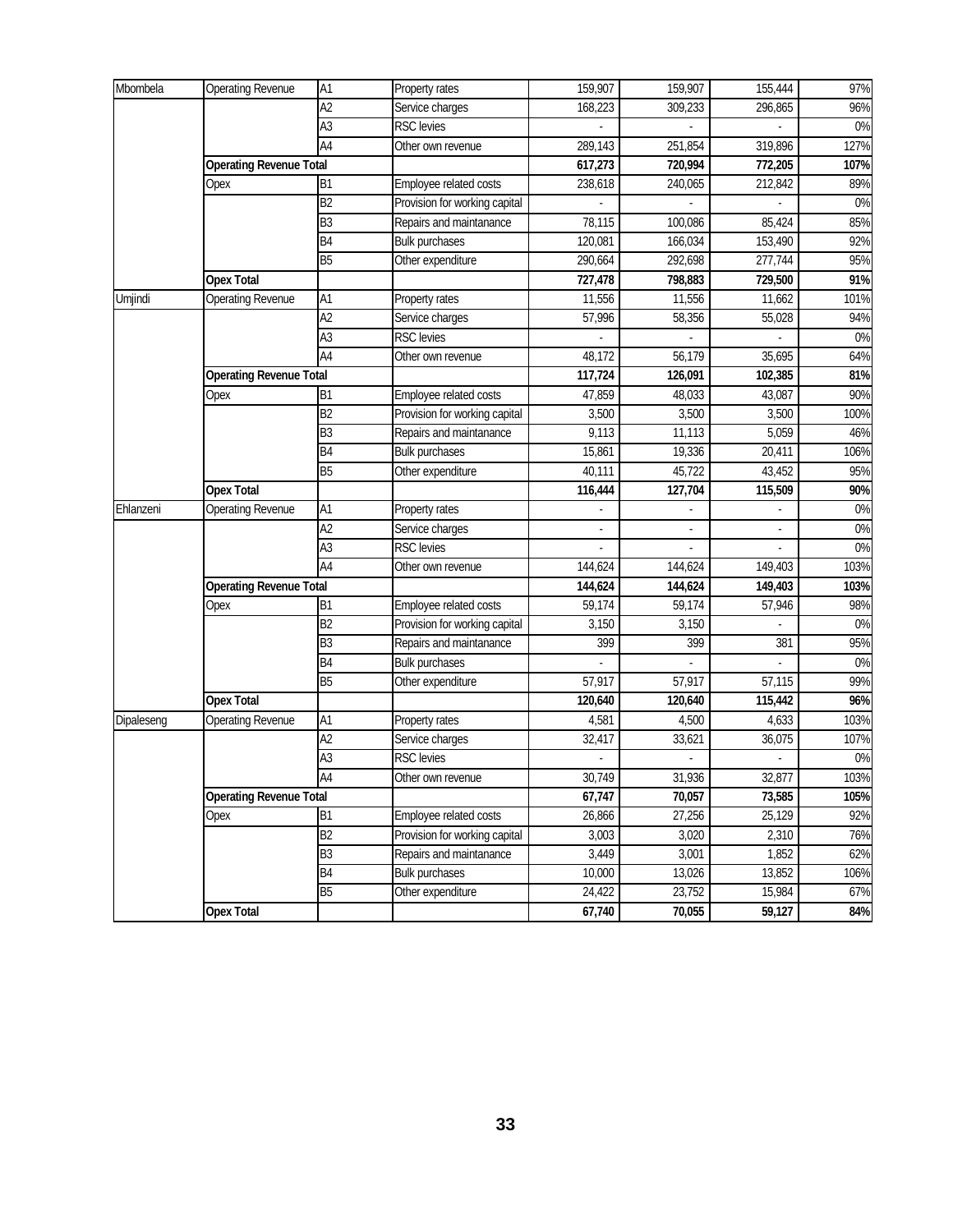| | | | | | | | |
|---|---|---|---|---|---|---|---|
| Mbombela | Operating Revenue | A1 | Property rates | 159,907 | 159,907 | 155,444 | 97% |
| | | A2 | Service charges | 168,223 | 309,233 | 296,865 | 96% |
| | | A3 | RSC levies | - | - | - | 0% |
| | | A4 | Other own revenue | 289,143 | 251,854 | 319,896 | 127% |
| | **Operating Revenue Total** | | | **617,273** | **720,994** | **772,205** | **107%** |
| | Opex | B1 | Employee related costs | 238,618 | 240,065 | 212,842 | 89% |
| | | B2 | Provision for working capital | - | - | - | 0% |
| | | B3 | Repairs and maintanance | 78,115 | 100,086 | 85,424 | 85% |
| | | B4 | Bulk purchases | 120,081 | 166,034 | 153,490 | 92% |
| | | B5 | Other expenditure | 290,664 | 292,698 | 277,744 | 95% |
| | **Opex Total** | | | **727,478** | **798,883** | **729,500** | **91%** |
| Umjindi | Operating Revenue | A1 | Property rates | 11,556 | 11,556 | 11,662 | 101% |
| | | A2 | Service charges | 57,996 | 58,356 | 55,028 | 94% |
| | | A3 | RSC levies | - | - | - | 0% |
| | | A4 | Other own revenue | 48,172 | 56,179 | 35,695 | 64% |
| | **Operating Revenue Total** | | | **117,724** | **126,091** | **102,385** | **81%** |
| | Opex | B1 | Employee related costs | 47,859 | 48,033 | 43,087 | 90% |
| | | B2 | Provision for working capital | 3,500 | 3,500 | 3,500 | 100% |
| | | B3 | Repairs and maintanance | 9,113 | 11,113 | 5,059 | 46% |
| | | B4 | Bulk purchases | 15,861 | 19,336 | 20,411 | 106% |
| | | B5 | Other expenditure | 40,111 | 45,722 | 43,452 | 95% |
| | **Opex Total** | | | **116,444** | **127,704** | **115,509** | **90%** |
| Ehlanzeni | Operating Revenue | A1 | Property rates | - | - | - | 0% |
| | | A2 | Service charges | - | - | - | 0% |
| | | A3 | RSC levies | - | - | - | 0% |
| | | A4 | Other own revenue | 144,624 | 144,624 | 149,403 | 103% |
| | **Operating Revenue Total** | | | **144,624** | **144,624** | **149,403** | **103%** |
| | Opex | B1 | Employee related costs | 59,174 | 59,174 | 57,946 | 98% |
| | | B2 | Provision for working capital | 3,150 | 3,150 | - | 0% |
| | | B3 | Repairs and maintanance | 399 | 399 | 381 | 95% |
| | | B4 | Bulk purchases | - | - | - | 0% |
| | | B5 | Other expenditure | 57,917 | 57,917 | 57,115 | 99% |
| | **Opex Total** | | | **120,640** | **120,640** | **115,442** | **96%** |
| Dipaleseng | Operating Revenue | A1 | Property rates | 4,581 | 4,500 | 4,633 | 103% |
| | | A2 | Service charges | 32,417 | 33,621 | 36,075 | 107% |
| | | A3 | RSC levies | - | - | - | 0% |
| | | A4 | Other own revenue | 30,749 | 31,936 | 32,877 | 103% |
| | **Operating Revenue Total** | | | **67,747** | **70,057** | **73,585** | **105%** |
| | Opex | B1 | Employee related costs | 26,866 | 27,256 | 25,129 | 92% |
| | | B2 | Provision for working capital | 3,003 | 3,020 | 2,310 | 76% |
| | | B3 | Repairs and maintanance | 3,449 | 3,001 | 1,852 | 62% |
| | | B4 | Bulk purchases | 10,000 | 13,026 | 13,852 | 106% |
| | | B5 | Other expenditure | 24,422 | 23,752 | 15,984 | 67% |
| | **Opex Total** | | | **67,740** | **70,055** | **59,127** | **84%** |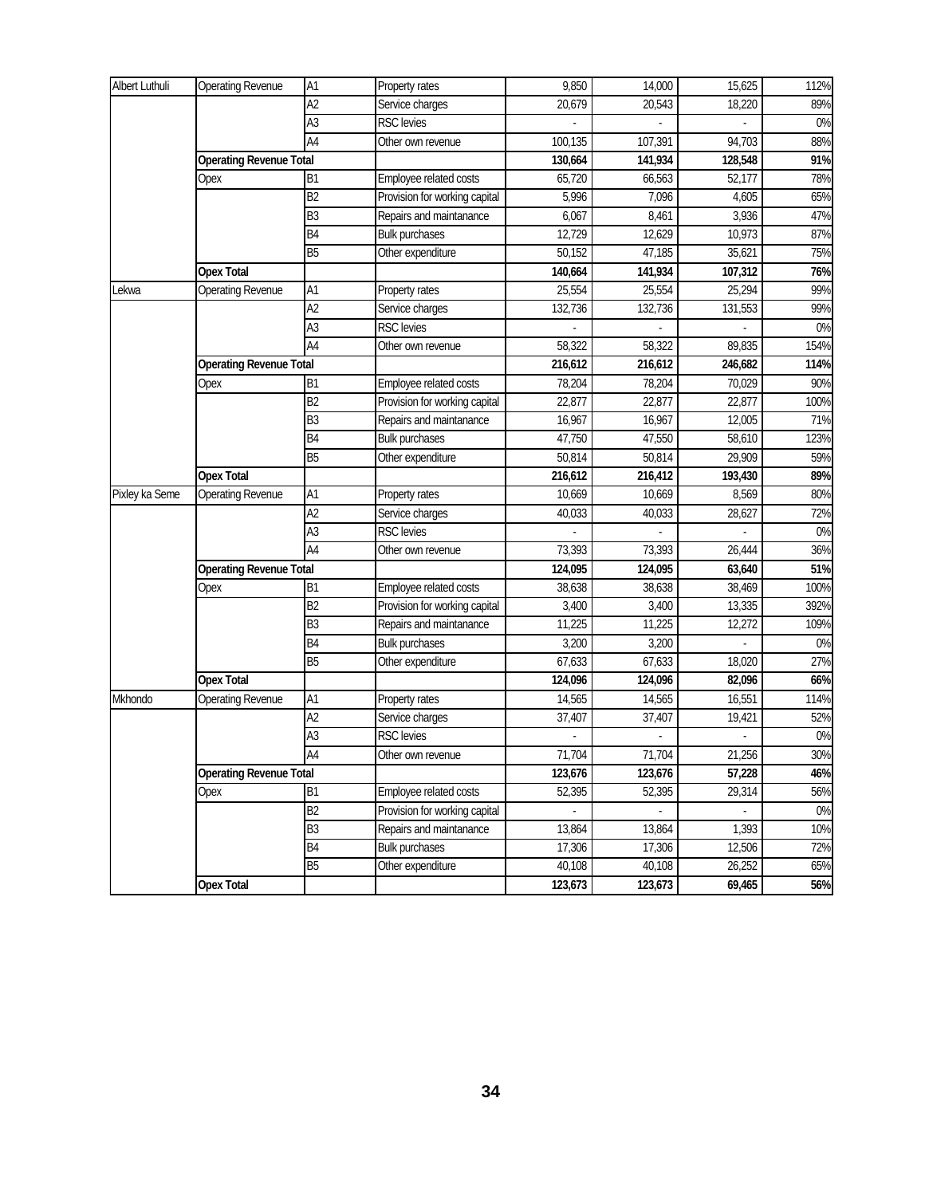| | | | | | | | |
|---|---|---|---|---|---|---|---|
| Albert Luthuli | Operating Revenue | A1 | Property rates | 9,850 | 14,000 | 15,625 | 112% |
| | | A2 | Service charges | 20,679 | 20,543 | 18,220 | 89% |
| | | A3 | RSC levies | - | - | - | 0% |
| | | A4 | Other own revenue | 100,135 | 107,391 | 94,703 | 88% |
| | **Operating Revenue Total** | | | **130,664** | **141,934** | **128,548** | **91%** |
| | Opex | B1 | Employee related costs | 65,720 | 66,563 | 52,177 | 78% |
| | | B2 | Provision for working capital | 5,996 | 7,096 | 4,605 | 65% |
| | | B3 | Repairs and maintanance | 6,067 | 8,461 | 3,936 | 47% |
| | | B4 | Bulk purchases | 12,729 | 12,629 | 10,973 | 87% |
| | | B5 | Other expenditure | 50,152 | 47,185 | 35,621 | 75% |
| | **Opex Total** | | | **140,664** | **141,934** | **107,312** | **76%** |
| Lekwa | Operating Revenue | A1 | Property rates | 25,554 | 25,554 | 25,294 | 99% |
| | | A2 | Service charges | 132,736 | 132,736 | 131,553 | 99% |
| | | A3 | RSC levies | - | - | - | 0% |
| | | A4 | Other own revenue | 58,322 | 58,322 | 89,835 | 154% |
| | **Operating Revenue Total** | | | **216,612** | **216,612** | **246,682** | **114%** |
| | Opex | B1 | Employee related costs | 78,204 | 78,204 | 70,029 | 90% |
| | | B2 | Provision for working capital | 22,877 | 22,877 | 22,877 | 100% |
| | | B3 | Repairs and maintanance | 16,967 | 16,967 | 12,005 | 71% |
| | | B4 | Bulk purchases | 47,750 | 47,550 | 58,610 | 123% |
| | | B5 | Other expenditure | 50,814 | 50,814 | 29,909 | 59% |
| | **Opex Total** | | | **216,612** | **216,412** | **193,430** | **89%** |
| Pixley ka Seme | Operating Revenue | A1 | Property rates | 10,669 | 10,669 | 8,569 | 80% |
| | | A2 | Service charges | 40,033 | 40,033 | 28,627 | 72% |
| | | A3 | RSC levies | - | - | - | 0% |
| | | A4 | Other own revenue | 73,393 | 73,393 | 26,444 | 36% |
| | **Operating Revenue Total** | | | **124,095** | **124,095** | **63,640** | **51%** |
| | Opex | B1 | Employee related costs | 38,638 | 38,638 | 38,469 | 100% |
| | | B2 | Provision for working capital | 3,400 | 3,400 | 13,335 | 392% |
| | | B3 | Repairs and maintanance | 11,225 | 11,225 | 12,272 | 109% |
| | | B4 | Bulk purchases | 3,200 | 3,200 | - | 0% |
| | | B5 | Other expenditure | 67,633 | 67,633 | 18,020 | 27% |
| | **Opex Total** | | | **124,096** | **124,096** | **82,096** | **66%** |
| Mkhondo | Operating Revenue | A1 | Property rates | 14,565 | 14,565 | 16,551 | 114% |
| | | A2 | Service charges | 37,407 | 37,407 | 19,421 | 52% |
| | | A3 | RSC levies | - | - | - | 0% |
| | | A4 | Other own revenue | 71,704 | 71,704 | 21,256 | 30% |
| | **Operating Revenue Total** | | | **123,676** | **123,676** | **57,228** | **46%** |
| | Opex | B1 | Employee related costs | 52,395 | 52,395 | 29,314 | 56% |
| | | B2 | Provision for working capital | - | - | - | 0% |
| | | B3 | Repairs and maintanance | 13,864 | 13,864 | 1,393 | 10% |
| | | B4 | Bulk purchases | 17,306 | 17,306 | 12,506 | 72% |
| | | B5 | Other expenditure | 40,108 | 40,108 | 26,252 | 65% |
| | **Opex Total** | | | **123,673** | **123,673** | **69,465** | **56%** |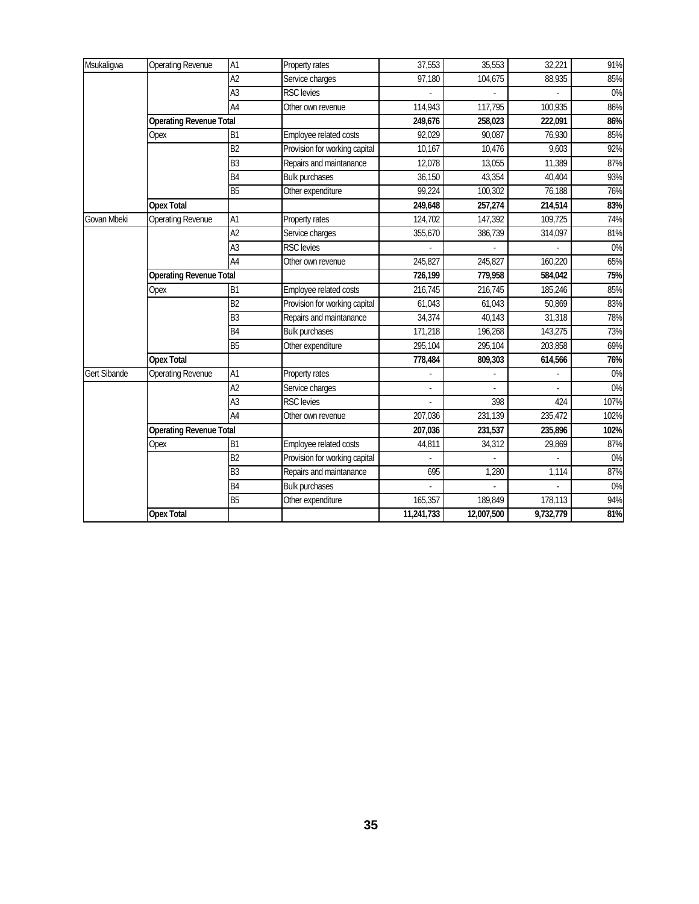| | | | | | | | |
|---|---|---|---|---|---|---|---|
| Msukaligwa | Operating Revenue | A1 | Property rates | 37,553 | 35,553 | 32,221 | 91% |
| | | A2 | Service charges | 97,180 | 104,675 | 88,935 | 85% |
| | | A3 | RSC levies | - | - | - | 0% |
| | | A4 | Other own revenue | 114,943 | 117,795 | 100,935 | 86% |
| | **Operating Revenue Total** | | | **249,676** | **258,023** | **222,091** | **86%** |
| | Opex | B1 | Employee related costs | 92,029 | 90,087 | 76,930 | 85% |
| | | B2 | Provision for working capital | 10,167 | 10,476 | 9,603 | 92% |
| | | B3 | Repairs and maintanance | 12,078 | 13,055 | 11,389 | 87% |
| | | B4 | Bulk purchases | 36,150 | 43,354 | 40,404 | 93% |
| | | B5 | Other expenditure | 99,224 | 100,302 | 76,188 | 76% |
| | **Opex Total** | | | **249,648** | **257,274** | **214,514** | **83%** |
| Govan Mbeki | Operating Revenue | A1 | Property rates | 124,702 | 147,392 | 109,725 | 74% |
| | | A2 | Service charges | 355,670 | 386,739 | 314,097 | 81% |
| | | A3 | RSC levies | - | - | - | 0% |
| | | A4 | Other own revenue | 245,827 | 245,827 | 160,220 | 65% |
| | **Operating Revenue Total** | | | **726,199** | **779,958** | **584,042** | **75%** |
| | Opex | B1 | Employee related costs | 216,745 | 216,745 | 185,246 | 85% |
| | | B2 | Provision for working capital | 61,043 | 61,043 | 50,869 | 83% |
| | | B3 | Repairs and maintanance | 34,374 | 40,143 | 31,318 | 78% |
| | | B4 | Bulk purchases | 171,218 | 196,268 | 143,275 | 73% |
| | | B5 | Other expenditure | 295,104 | 295,104 | 203,858 | 69% |
| | **Opex Total** | | | **778,484** | **809,303** | **614,566** | **76%** |
| Gert Sibande | Operating Revenue | A1 | Property rates | - | - | - | 0% |
| | | A2 | Service charges | - | - | - | 0% |
| | | A3 | RSC levies | - | 398 | 424 | 107% |
| | | A4 | Other own revenue | 207,036 | 231,139 | 235,472 | 102% |
| | **Operating Revenue Total** | | | **207,036** | **231,537** | **235,896** | **102%** |
| | Opex | B1 | Employee related costs | 44,811 | 34,312 | 29,869 | 87% |
| | | B2 | Provision for working capital | - | - | - | 0% |
| | | B3 | Repairs and maintanance | 695 | 1,280 | 1,114 | 87% |
| | | B4 | Bulk purchases | - | - | - | 0% |
| | | B5 | Other expenditure | 165,357 | 189,849 | 178,113 | 94% |
| | **Opex Total** | | | **11,241,733** | **12,007,500** | **9,732,779** | **81%** |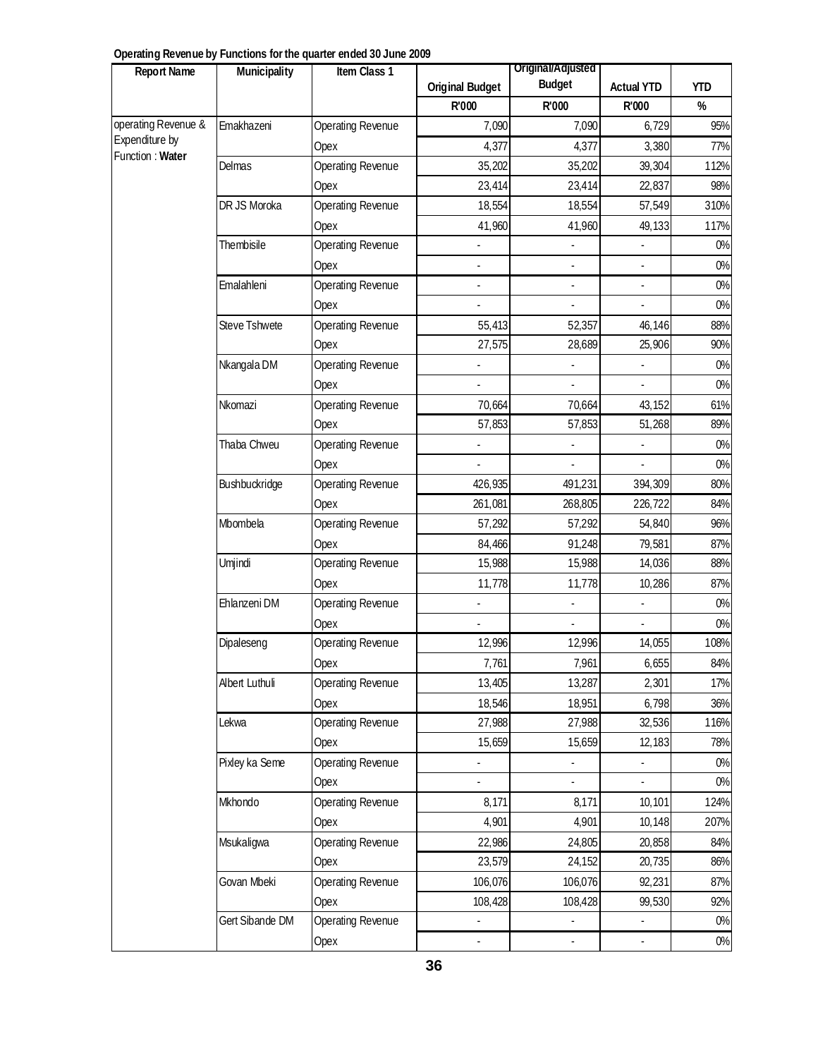**Operating Revenue by Functions for the quarter ended 30 June 2009**

| Report Name | Municipality | Item Class 1 | Original Budget | Original/Adjusted Budget | Actual YTD | YTD |
|---|---|---|---|---|---|---|
| | | | R'000 | R'000 | R'000 | % |
| operating Revenue & Expenditure by Function : **Water** | Emakhazeni | Operating Revenue | 7,090 | 7,090 | 6,729 | 95% |
| | | Opex | 4,377 | 4,377 | 3,380 | 77% |
| | Delmas | Operating Revenue | 35,202 | 35,202 | 39,304 | 112% |
| | | Opex | 23,414 | 23,414 | 22,837 | 98% |
| | DR JS Moroka | Operating Revenue | 18,554 | 18,554 | 57,549 | 310% |
| | | Opex | 41,960 | 41,960 | 49,133 | 117% |
| | Thembisile | Operating Revenue | - | - | - | 0% |
| | | Opex | - | - | - | 0% |
| | Emalahleni | Operating Revenue | - | - | - | 0% |
| | | Opex | - | - | - | 0% |
| | Steve Tshwete | Operating Revenue | 55,413 | 52,357 | 46,146 | 88% |
| | | Opex | 27,575 | 28,689 | 25,906 | 90% |
| | Nkangala DM | Operating Revenue | - | - | - | 0% |
| | | Opex | - | - | - | 0% |
| | Nkomazi | Operating Revenue | 70,664 | 70,664 | 43,152 | 61% |
| | | Opex | 57,853 | 57,853 | 51,268 | 89% |
| | Thaba Chweu | Operating Revenue | - | - | - | 0% |
| | | Opex | - | - | - | 0% |
| | Bushbuckridge | Operating Revenue | 426,935 | 491,231 | 394,309 | 80% |
| | | Opex | 261,081 | 268,805 | 226,722 | 84% |
| | Mbombela | Operating Revenue | 57,292 | 57,292 | 54,840 | 96% |
| | | Opex | 84,466 | 91,248 | 79,581 | 87% |
| | Umjindi | Operating Revenue | 15,988 | 15,988 | 14,036 | 88% |
| | | Opex | 11,778 | 11,778 | 10,286 | 87% |
| | Ehlanzeni DM | Operating Revenue | - | - | - | 0% |
| | | Opex | - | - | - | 0% |
| | Dipaleseng | Operating Revenue | 12,996 | 12,996 | 14,055 | 108% |
| | | Opex | 7,761 | 7,961 | 6,655 | 84% |
| | Albert Luthuli | Operating Revenue | 13,405 | 13,287 | 2,301 | 17% |
| | | Opex | 18,546 | 18,951 | 6,798 | 36% |
| | Lekwa | Operating Revenue | 27,988 | 27,988 | 32,536 | 116% |
| | | Opex | 15,659 | 15,659 | 12,183 | 78% |
| | Pixley ka Seme | Operating Revenue | - | - | - | 0% |
| | | Opex | - | - | - | 0% |
| | Mkhondo | Operating Revenue | 8,171 | 8,171 | 10,101 | 124% |
| | | Opex | 4,901 | 4,901 | 10,148 | 207% |
| | Msukaligwa | Operating Revenue | 22,986 | 24,805 | 20,858 | 84% |
| | | Opex | 23,579 | 24,152 | 20,735 | 86% |
| | Govan Mbeki | Operating Revenue | 106,076 | 106,076 | 92,231 | 87% |
| | | Opex | 108,428 | 108,428 | 99,530 | 92% |
| | Gert Sibande DM | Operating Revenue | - | - | - | 0% |
| | | Opex | - | - | - | 0% |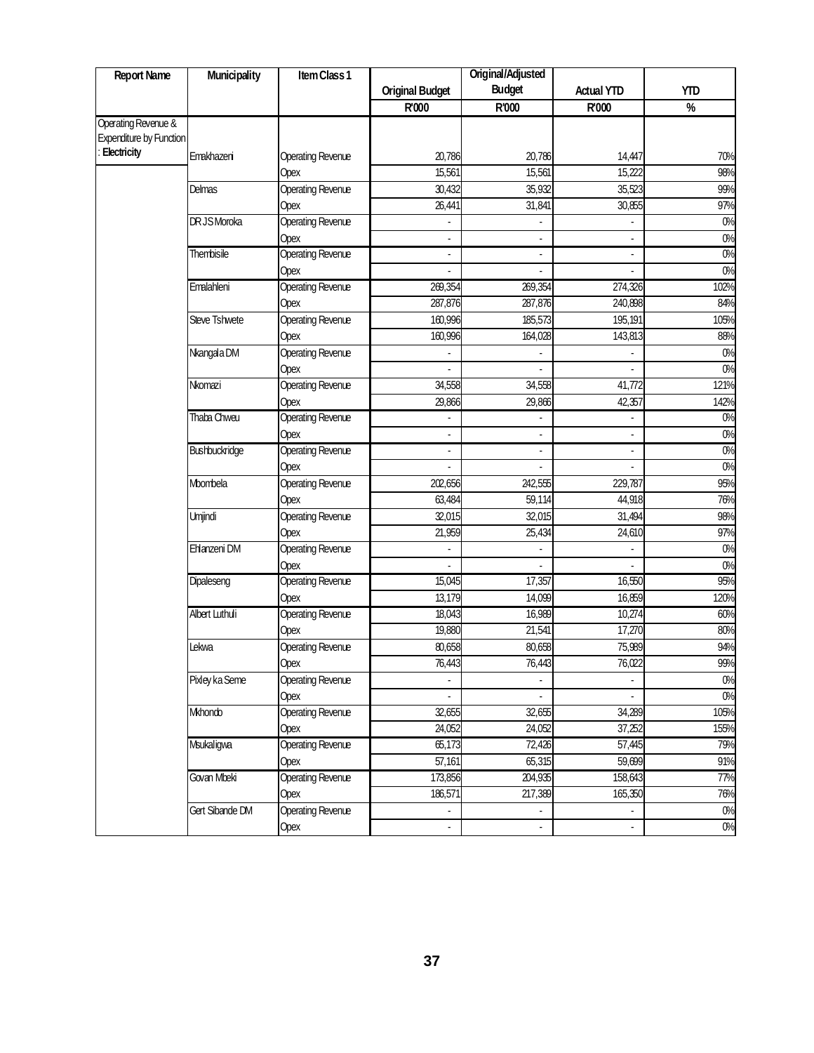| Report Name | Municipality | Item Class 1 | Original Budget | Original/Adjusted Budget | Actual YTD | YTD |
|---|---|---|---|---|---|---|
| | | | R'000 | R'000 | R'000 | % |
| Operating Revenue & Expenditure by Function : **Electricity** | Emakhazeni | Operating Revenue | 20,786 | 20,786 | 14,447 | 70% |
| | | Opex | 15,561 | 15,561 | 15,222 | 98% |
| | Delmas | Operating Revenue | 30,432 | 35,932 | 35,523 | 99% |
| | | Opex | 26,441 | 31,841 | 30,855 | 97% |
| | DR JS Moroka | Operating Revenue | - | - | - | 0% |
| | | Opex | - | - | - | 0% |
| | Thembisile | Operating Revenue | - | - | - | 0% |
| | | Opex | - | - | - | 0% |
| | Emalahleni | Operating Revenue | 269,354 | 269,354 | 274,326 | 102% |
| | | Opex | 287,876 | 287,876 | 240,898 | 84% |
| | Steve Tshwete | Operating Revenue | 160,996 | 185,573 | 195,191 | 105% |
| | | Opex | 160,996 | 164,028 | 143,813 | 88% |
| | Nkangala DM | Operating Revenue | - | - | - | 0% |
| | | Opex | - | - | - | 0% |
| | Nkomazi | Operating Revenue | 34,558 | 34,558 | 41,772 | 121% |
| | | Opex | 29,866 | 29,866 | 42,357 | 142% |
| | Thaba Chweu | Operating Revenue | - | - | - | 0% |
| | | Opex | - | - | - | 0% |
| | Bushbuckridge | Operating Revenue | - | - | - | 0% |
| | | Opex | - | - | - | 0% |
| | Mbombela | Operating Revenue | 202,656 | 242,555 | 229,787 | 95% |
| | | Opex | 63,484 | 59,114 | 44,918 | 76% |
| | Umjindi | Operating Revenue | 32,015 | 32,015 | 31,494 | 98% |
| | | Opex | 21,959 | 25,434 | 24,610 | 97% |
| | Ehlanzeni DM | Operating Revenue | - | - | - | 0% |
| | | Opex | - | - | - | 0% |
| | Dipaleseng | Operating Revenue | 15,045 | 17,357 | 16,550 | 95% |
| | | Opex | 13,179 | 14,099 | 16,859 | 120% |
| | Albert Luthuli | Operating Revenue | 18,043 | 16,989 | 10,274 | 60% |
| | | Opex | 19,880 | 21,541 | 17,270 | 80% |
| | Lekwa | Operating Revenue | 80,658 | 80,658 | 75,989 | 94% |
| | | Opex | 76,443 | 76,443 | 76,022 | 99% |
| | Pixley ka Seme | Operating Revenue | - | - | - | 0% |
| | | Opex | - | - | - | 0% |
| | Mkhondo | Operating Revenue | 32,655 | 32,655 | 34,289 | 105% |
| | | Opex | 24,052 | 24,052 | 37,252 | 155% |
| | Msukaligwa | Operating Revenue | 65,173 | 72,426 | 57,445 | 79% |
| | | Opex | 57,161 | 65,315 | 59,699 | 91% |
| | Govan Mbeki | Operating Revenue | 173,856 | 204,935 | 158,643 | 77% |
| | | Opex | 186,571 | 217,389 | 165,350 | 76% |
| | Gert Sibande DM | Operating Revenue | - | - | - | 0% |
| | | Opex | - | - | - | 0% |